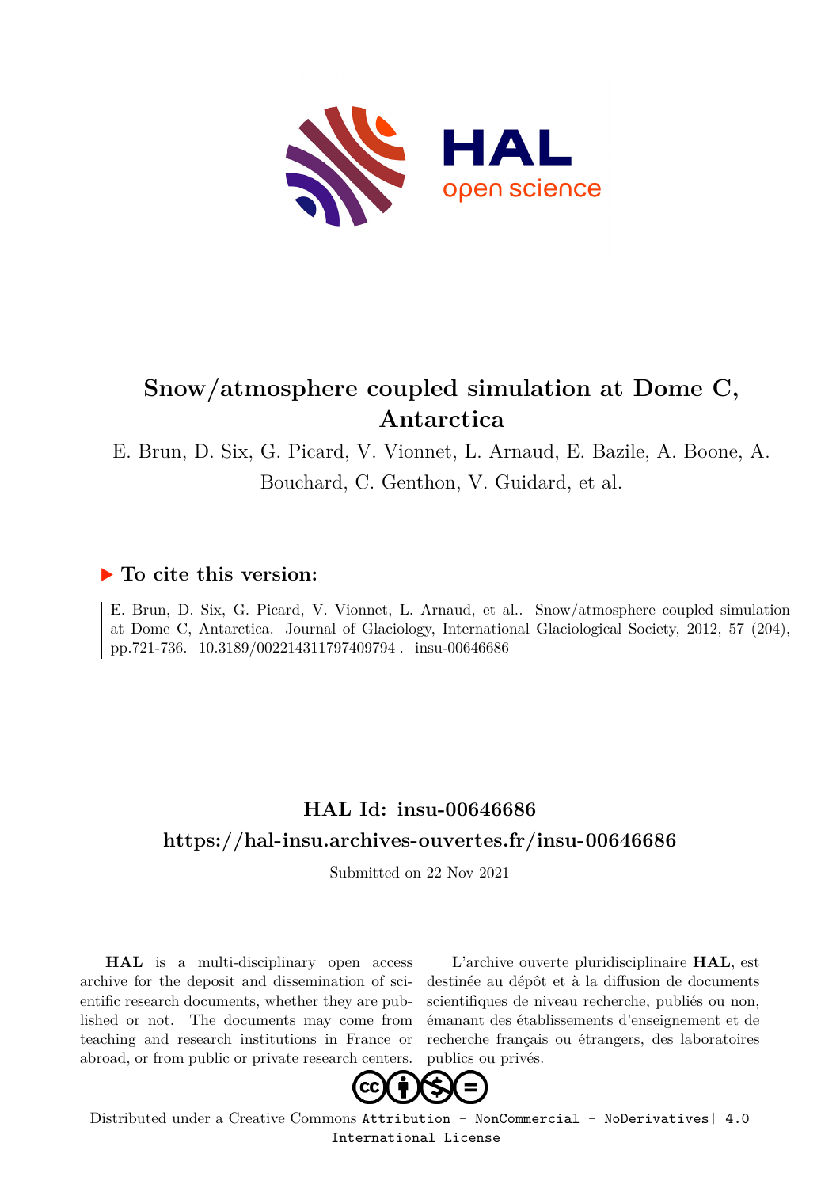# Snow/atmosphere coupled simulation at Dome C, Antarctica

E. Brun, D. Six, G. Picard, V. Vionnet, L. Arnaud, E. Bazile, A. Boone, A. Bouchard, C. Genthon, V. Guidard, et al.

## ▶ To cite this version:

E. Brun, D. Six, G. Picard, V. Vionnet, L. Arnaud, et al.. Snow/atmosphere coupled simulation at Dome C, Antarctica. Journal of Glaciology, International Glaciological Society, 2012, 57 (204), pp.721-736. 10.3189/002214311797409794 . insu-00646686

## HAL Id: insu-00646686

## https://hal-insu.archives-ouvertes.fr/insu-00646686

Submitted on 22 Nov 2021

**HAL** is a multi-disciplinary open access archive for the deposit and dissemination of scientific research documents, whether they are published or not. The documents may come from teaching and research institutions in France or abroad, or from public or private research centers.

L'archive ouverte pluridisciplinaire **HAL**, est destinée au dépôt et à la diffusion de documents scientifiques de niveau recherche, publiés ou non, émanant des établissements d'enseignement et de recherche français ou étrangers, des laboratoires publics ou privés.

Distributed under a Creative Commons Attribution - NonCommercial - NoDerivatives| 4.0 International License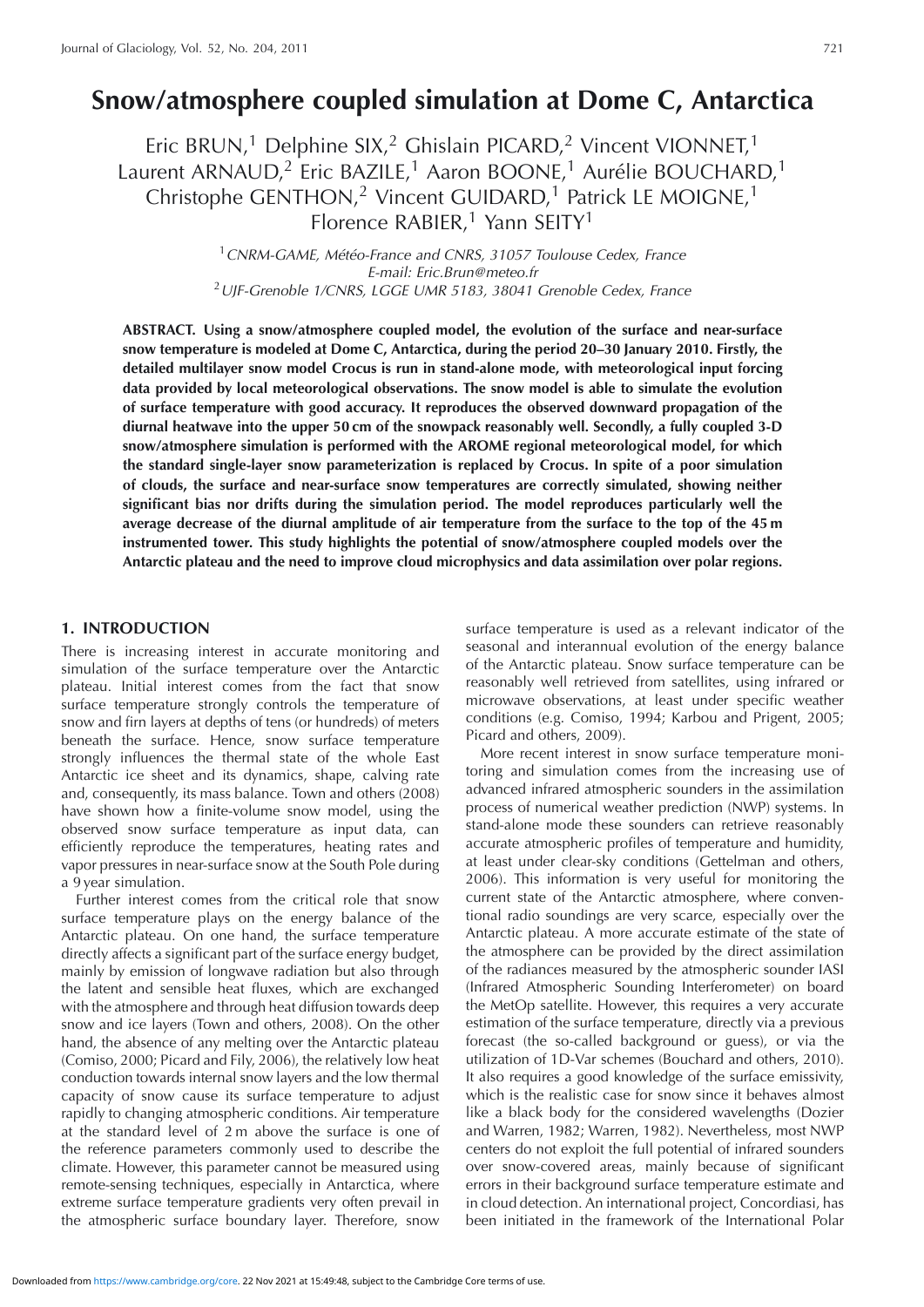# Snow/atmosphere coupled simulation at Dome C, Antarctica

Eric BRUN,[1] Delphine SIX,[2] Ghislain PICARD,[2] Vincent VIONNET,[1] Laurent ARNAUD,[2] Eric BAZILE,[1] Aaron BOONE,[1] Aurélie BOUCHARD,[1] Christophe GENTHON,[2] Vincent GUIDARD,[1] Patrick LE MOIGNE,[1] Florence RABIER,[1] Yann SEITY[1]

[1] *CNRM-GAME, Météo-France and CNRS, 31057 Toulouse Cedex, France*
*E-mail: Eric.Brun@meteo.fr*
[2] *UJF-Grenoble 1/CNRS, LGGE UMR 5183, 38041 Grenoble Cedex, France*

**ABSTRACT. Using a snow/atmosphere coupled model, the evolution of the surface and near-surface snow temperature is modeled at Dome C, Antarctica, during the period 20–30 January 2010. Firstly, the detailed multilayer snow model Crocus is run in stand-alone mode, with meteorological input forcing data provided by local meteorological observations. The snow model is able to simulate the evolution of surface temperature with good accuracy. It reproduces the observed downward propagation of the diurnal heatwave into the upper 50 cm of the snowpack reasonably well. Secondly, a fully coupled 3-D snow/atmosphere simulation is performed with the AROME regional meteorological model, for which the standard single-layer snow parameterization is replaced by Crocus. In spite of a poor simulation of clouds, the surface and near-surface snow temperatures are correctly simulated, showing neither significant bias nor drifts during the simulation period. The model reproduces particularly well the average decrease of the diurnal amplitude of air temperature from the surface to the top of the 45 m instrumented tower. This study highlights the potential of snow/atmosphere coupled models over the Antarctic plateau and the need to improve cloud microphysics and data assimilation over polar regions.**

## 1. INTRODUCTION

There is increasing interest in accurate monitoring and simulation of the surface temperature over the Antarctic plateau. Initial interest comes from the fact that snow surface temperature strongly controls the temperature of snow and firn layers at depths of tens (or hundreds) of meters beneath the surface. Hence, snow surface temperature strongly influences the thermal state of the whole East Antarctic ice sheet and its dynamics, shape, calving rate and, consequently, its mass balance. Town and others (2008) have shown how a finite-volume snow model, using the observed snow surface temperature as input data, can efficiently reproduce the temperatures, heating rates and vapor pressures in near-surface snow at the South Pole during a 9 year simulation.

Further interest comes from the critical role that snow surface temperature plays on the energy balance of the Antarctic plateau. On one hand, the surface temperature directly affects a significant part of the surface energy budget, mainly by emission of longwave radiation but also through the latent and sensible heat fluxes, which are exchanged with the atmosphere and through heat diffusion towards deep snow and ice layers (Town and others, 2008). On the other hand, the absence of any melting over the Antarctic plateau (Comiso, 2000; Picard and Fily, 2006), the relatively low heat conduction towards internal snow layers and the low thermal capacity of snow cause its surface temperature to adjust rapidly to changing atmospheric conditions. Air temperature at the standard level of 2 m above the surface is one of the reference parameters commonly used to describe the climate. However, this parameter cannot be measured using remote-sensing techniques, especially in Antarctica, where extreme surface temperature gradients very often prevail in the atmospheric surface boundary layer. Therefore, snow surface temperature is used as a relevant indicator of the seasonal and interannual evolution of the energy balance of the Antarctic plateau. Snow surface temperature can be reasonably well retrieved from satellites, using infrared or microwave observations, at least under specific weather conditions (e.g. Comiso, 1994; Karbou and Prigent, 2005; Picard and others, 2009).

More recent interest in snow surface temperature monitoring and simulation comes from the increasing use of advanced infrared atmospheric sounders in the assimilation process of numerical weather prediction (NWP) systems. In stand-alone mode these sounders can retrieve reasonably accurate atmospheric profiles of temperature and humidity, at least under clear-sky conditions (Gettelman and others, 2006). This information is very useful for monitoring the current state of the Antarctic atmosphere, where conventional radio soundings are very scarce, especially over the Antarctic plateau. A more accurate estimate of the state of the atmosphere can be provided by the direct assimilation of the radiances measured by the atmospheric sounder IASI (Infrared Atmospheric Sounding Interferometer) on board the MetOp satellite. However, this requires a very accurate estimation of the surface temperature, directly via a previous forecast (the so-called background or guess), or via the utilization of 1D-Var schemes (Bouchard and others, 2010). It also requires a good knowledge of the surface emissivity, which is the realistic case for snow since it behaves almost like a black body for the considered wavelengths (Dozier and Warren, 1982; Warren, 1982). Nevertheless, most NWP centers do not exploit the full potential of infrared sounders over snow-covered areas, mainly because of significant errors in their background surface temperature estimate and in cloud detection. An international project, Concordiasi, has been initiated in the framework of the International Polar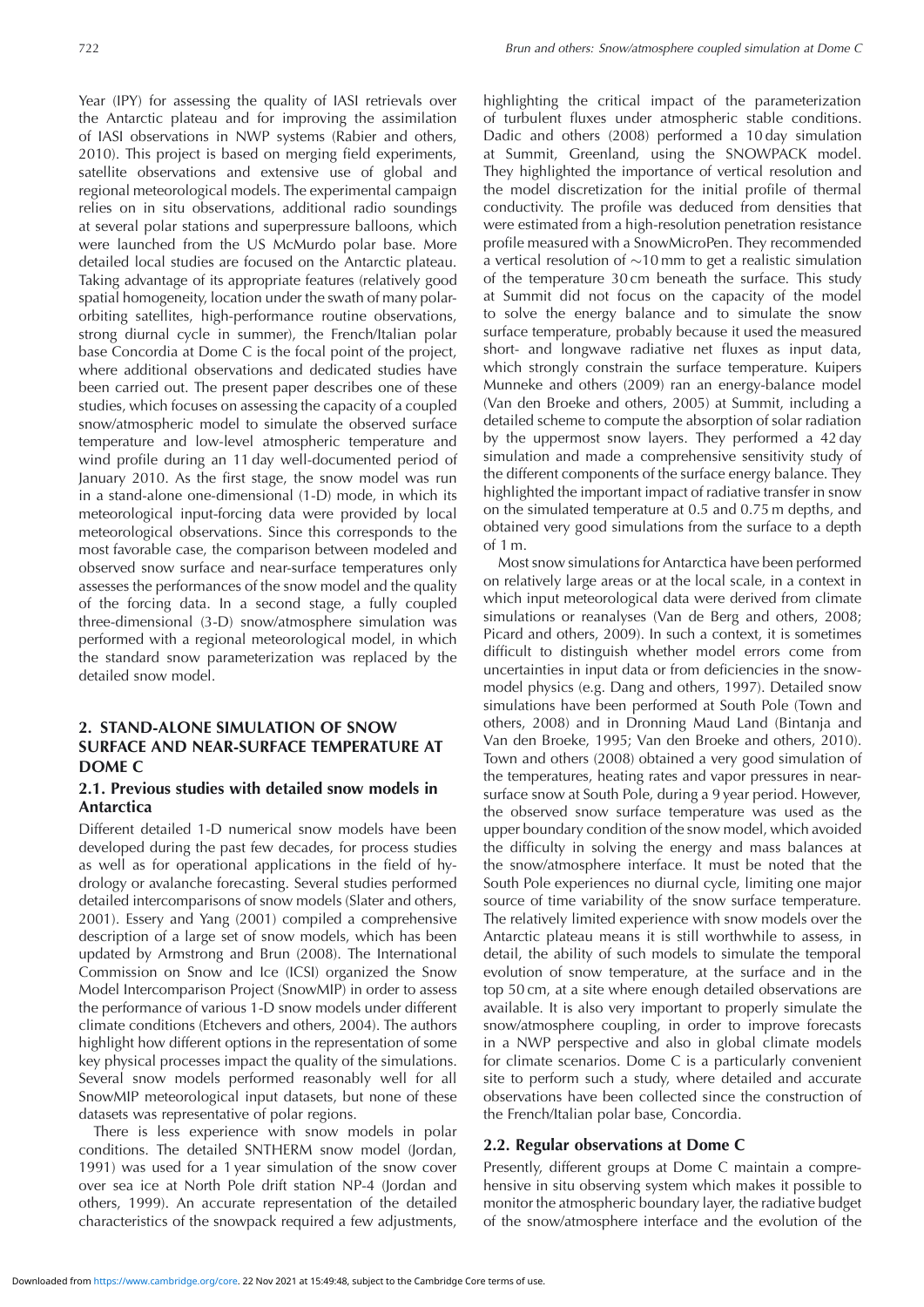Year (IPY) for assessing the quality of IASI retrievals over the Antarctic plateau and for improving the assimilation of IASI observations in NWP systems (Rabier and others, 2010). This project is based on merging field experiments, satellite observations and extensive use of global and regional meteorological models. The experimental campaign relies on in situ observations, additional radio soundings at several polar stations and superpressure balloons, which were launched from the US McMurdo polar base. More detailed local studies are focused on the Antarctic plateau. Taking advantage of its appropriate features (relatively good spatial homogeneity, location under the swath of many polar-orbiting satellites, high-performance routine observations, strong diurnal cycle in summer), the French/Italian polar base Concordia at Dome C is the focal point of the project, where additional observations and dedicated studies have been carried out. The present paper describes one of these studies, which focuses on assessing the capacity of a coupled snow/atmospheric model to simulate the observed surface temperature and low-level atmospheric temperature and wind profile during an 11 day well-documented period of January 2010. As the first stage, the snow model was run in a stand-alone one-dimensional (1-D) mode, in which its meteorological input-forcing data were provided by local meteorological observations. Since this corresponds to the most favorable case, the comparison between modeled and observed snow surface and near-surface temperatures only assesses the performances of the snow model and the quality of the forcing data. In a second stage, a fully coupled three-dimensional (3-D) snow/atmosphere simulation was performed with a regional meteorological model, in which the standard snow parameterization was replaced by the detailed snow model.

## 2. STAND-ALONE SIMULATION OF SNOW SURFACE AND NEAR-SURFACE TEMPERATURE AT DOME C

### 2.1. Previous studies with detailed snow models in Antarctica

Different detailed 1-D numerical snow models have been developed during the past few decades, for process studies as well as for operational applications in the field of hydrology or avalanche forecasting. Several studies performed detailed intercomparisons of snow models (Slater and others, 2001). Essery and Yang (2001) compiled a comprehensive description of a large set of snow models, which has been updated by Armstrong and Brun (2008). The International Commission on Snow and Ice (ICSI) organized the Snow Model Intercomparison Project (SnowMIP) in order to assess the performance of various 1-D snow models under different climate conditions (Etchevers and others, 2004). The authors highlight how different options in the representation of some key physical processes impact the quality of the simulations. Several snow models performed reasonably well for all SnowMIP meteorological input datasets, but none of these datasets was representative of polar regions.

There is less experience with snow models in polar conditions. The detailed SNTHERM snow model (Jordan, 1991) was used for a 1 year simulation of the snow cover over sea ice at North Pole drift station NP-4 (Jordan and others, 1999). An accurate representation of the detailed characteristics of the snowpack required a few adjustments, highlighting the critical impact of the parameterization of turbulent fluxes under atmospheric stable conditions. Dadic and others (2008) performed a 10 day simulation at Summit, Greenland, using the SNOWPACK model. They highlighted the importance of vertical resolution and the model discretization for the initial profile of thermal conductivity. The profile was deduced from densities that were estimated from a high-resolution penetration resistance profile measured with a SnowMicroPen. They recommended a vertical resolution of ~10 mm to get a realistic simulation of the temperature 30 cm beneath the surface. This study at Summit did not focus on the capacity of the model to solve the energy balance and to simulate the snow surface temperature, probably because it used the measured short- and longwave radiative net fluxes as input data, which strongly constrain the surface temperature. Kuipers Munneke and others (2009) ran an energy-balance model (Van den Broeke and others, 2005) at Summit, including a detailed scheme to compute the absorption of solar radiation by the uppermost snow layers. They performed a 42 day simulation and made a comprehensive sensitivity study of the different components of the surface energy balance. They highlighted the important impact of radiative transfer in snow on the simulated temperature at 0.5 and 0.75 m depths, and obtained very good simulations from the surface to a depth of 1 m.

Most snow simulations for Antarctica have been performed on relatively large areas or at the local scale, in a context in which input meteorological data were derived from climate simulations or reanalyses (Van de Berg and others, 2008; Picard and others, 2009). In such a context, it is sometimes difficult to distinguish whether model errors come from uncertainties in input data or from deficiencies in the snow-model physics (e.g. Dang and others, 1997). Detailed snow simulations have been performed at South Pole (Town and others, 2008) and in Dronning Maud Land (Bintanja and Van den Broeke, 1995; Van den Broeke and others, 2010). Town and others (2008) obtained a very good simulation of the temperatures, heating rates and vapor pressures in near-surface snow at South Pole, during a 9 year period. However, the observed snow surface temperature was used as the upper boundary condition of the snow model, which avoided the difficulty in solving the energy and mass balances at the snow/atmosphere interface. It must be noted that the South Pole experiences no diurnal cycle, limiting one major source of time variability of the snow surface temperature. The relatively limited experience with snow models over the Antarctic plateau means it is still worthwhile to assess, in detail, the ability of such models to simulate the temporal evolution of snow temperature, at the surface and in the top 50 cm, at a site where enough detailed observations are available. It is also very important to properly simulate the snow/atmosphere coupling, in order to improve forecasts in a NWP perspective and also in global climate models for climate scenarios. Dome C is a particularly convenient site to perform such a study, where detailed and accurate observations have been collected since the construction of the French/Italian polar base, Concordia.

### 2.2. Regular observations at Dome C

Presently, different groups at Dome C maintain a comprehensive in situ observing system which makes it possible to monitor the atmospheric boundary layer, the radiative budget of the snow/atmosphere interface and the evolution of the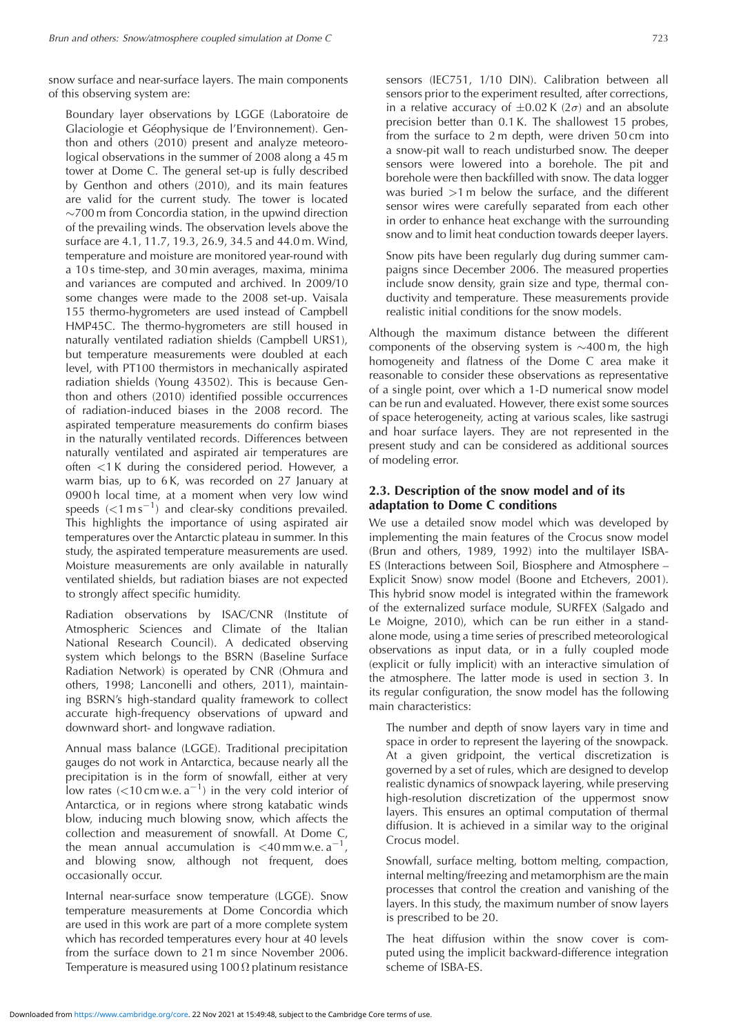snow surface and near-surface layers. The main components of this observing system are:

Boundary layer observations by LGGE (Laboratoire de Glaciologie et Géophysique de l'Environnement). Genthon and others (2010) present and analyze meteorological observations in the summer of 2008 along a 45 m tower at Dome C. The general set-up is fully described by Genthon and others (2010), and its main features are valid for the current study. The tower is located ~700 m from Concordia station, in the upwind direction of the prevailing winds. The observation levels above the surface are 4.1, 11.7, 19.3, 26.9, 34.5 and 44.0 m. Wind, temperature and moisture are monitored year-round with a 10 s time-step, and 30 min averages, maxima, minima and variances are computed and archived. In 2009/10 some changes were made to the 2008 set-up. Vaisala 155 thermo-hygrometers are used instead of Campbell HMP45C. The thermo-hygrometers are still housed in naturally ventilated radiation shields (Campbell URS1), but temperature measurements were doubled at each level, with PT100 thermistors in mechanically aspirated radiation shields (Young 43502). This is because Genthon and others (2010) identified possible occurrences of radiation-induced biases in the 2008 record. The aspirated temperature measurements do confirm biases in the naturally ventilated records. Differences between naturally ventilated and aspirated air temperatures are often <1 K during the considered period. However, a warm bias, up to 6 K, was recorded on 27 January at 0900 h local time, at a moment when very low wind speeds (<1 m s$^{-1}$) and clear-sky conditions prevailed. This highlights the importance of using aspirated air temperatures over the Antarctic plateau in summer. In this study, the aspirated temperature measurements are used. Moisture measurements are only available in naturally ventilated shields, but radiation biases are not expected to strongly affect specific humidity.

Radiation observations by ISAC/CNR (Institute of Atmospheric Sciences and Climate of the Italian National Research Council). A dedicated observing system which belongs to the BSRN (Baseline Surface Radiation Network) is operated by CNR (Ohmura and others, 1998; Lanconelli and others, 2011), maintaining BSRN's high-standard quality framework to collect accurate high-frequency observations of upward and downward short- and longwave radiation.

Annual mass balance (LGGE). Traditional precipitation gauges do not work in Antarctica, because nearly all the precipitation is in the form of snowfall, either at very low rates (<10 cm w.e. a$^{-1}$) in the very cold interior of Antarctica, or in regions where strong katabatic winds blow, inducing much blowing snow, which affects the collection and measurement of snowfall. At Dome C, the mean annual accumulation is <40 mm w.e. a$^{-1}$, and blowing snow, although not frequent, does occasionally occur.

Internal near-surface snow temperature (LGGE). Snow temperature measurements at Dome Concordia which are used in this work are part of a more complete system which has recorded temperatures every hour at 40 levels from the surface down to 21 m since November 2006. Temperature is measured using 100 Ω platinum resistance sensors (IEC751, 1/10 DIN). Calibration between all sensors prior to the experiment resulted, after corrections, in a relative accuracy of ±0.02 K (2$\sigma$) and an absolute precision better than 0.1 K. The shallowest 15 probes, from the surface to 2 m depth, were driven 50 cm into a snow-pit wall to reach undisturbed snow. The deeper sensors were lowered into a borehole. The pit and borehole were then backfilled with snow. The data logger was buried >1 m below the surface, and the different sensor wires were carefully separated from each other in order to enhance heat exchange with the surrounding snow and to limit heat conduction towards deeper layers.

Snow pits have been regularly dug during summer campaigns since December 2006. The measured properties include snow density, grain size and type, thermal conductivity and temperature. These measurements provide realistic initial conditions for the snow models.

Although the maximum distance between the different components of the observing system is ~400 m, the high homogeneity and flatness of the Dome C area make it reasonable to consider these observations as representative of a single point, over which a 1-D numerical snow model can be run and evaluated. However, there exist some sources of space heterogeneity, acting at various scales, like sastrugi and hoar surface layers. They are not represented in the present study and can be considered as additional sources of modeling error.

## 2.3. Description of the snow model and of its adaptation to Dome C conditions

We use a detailed snow model which was developed by implementing the main features of the Crocus snow model (Brun and others, 1989, 1992) into the multilayer ISBA-ES (Interactions between Soil, Biosphere and Atmosphere – Explicit Snow) snow model (Boone and Etchevers, 2001). This hybrid snow model is integrated within the framework of the externalized surface module, SURFEX (Salgado and Le Moigne, 2010), which can be run either in a stand-alone mode, using a time series of prescribed meteorological observations as input data, or in a fully coupled mode (explicit or fully implicit) with an interactive simulation of the atmosphere. The latter mode is used in section 3. In its regular configuration, the snow model has the following main characteristics:

The number and depth of snow layers vary in time and space in order to represent the layering of the snowpack. At a given gridpoint, the vertical discretization is governed by a set of rules, which are designed to develop realistic dynamics of snowpack layering, while preserving high-resolution discretization of the uppermost snow layers. This ensures an optimal computation of thermal diffusion. It is achieved in a similar way to the original Crocus model.

Snowfall, surface melting, bottom melting, compaction, internal melting/freezing and metamorphism are the main processes that control the creation and vanishing of the layers. In this study, the maximum number of snow layers is prescribed to be 20.

The heat diffusion within the snow cover is computed using the implicit backward-difference integration scheme of ISBA-ES.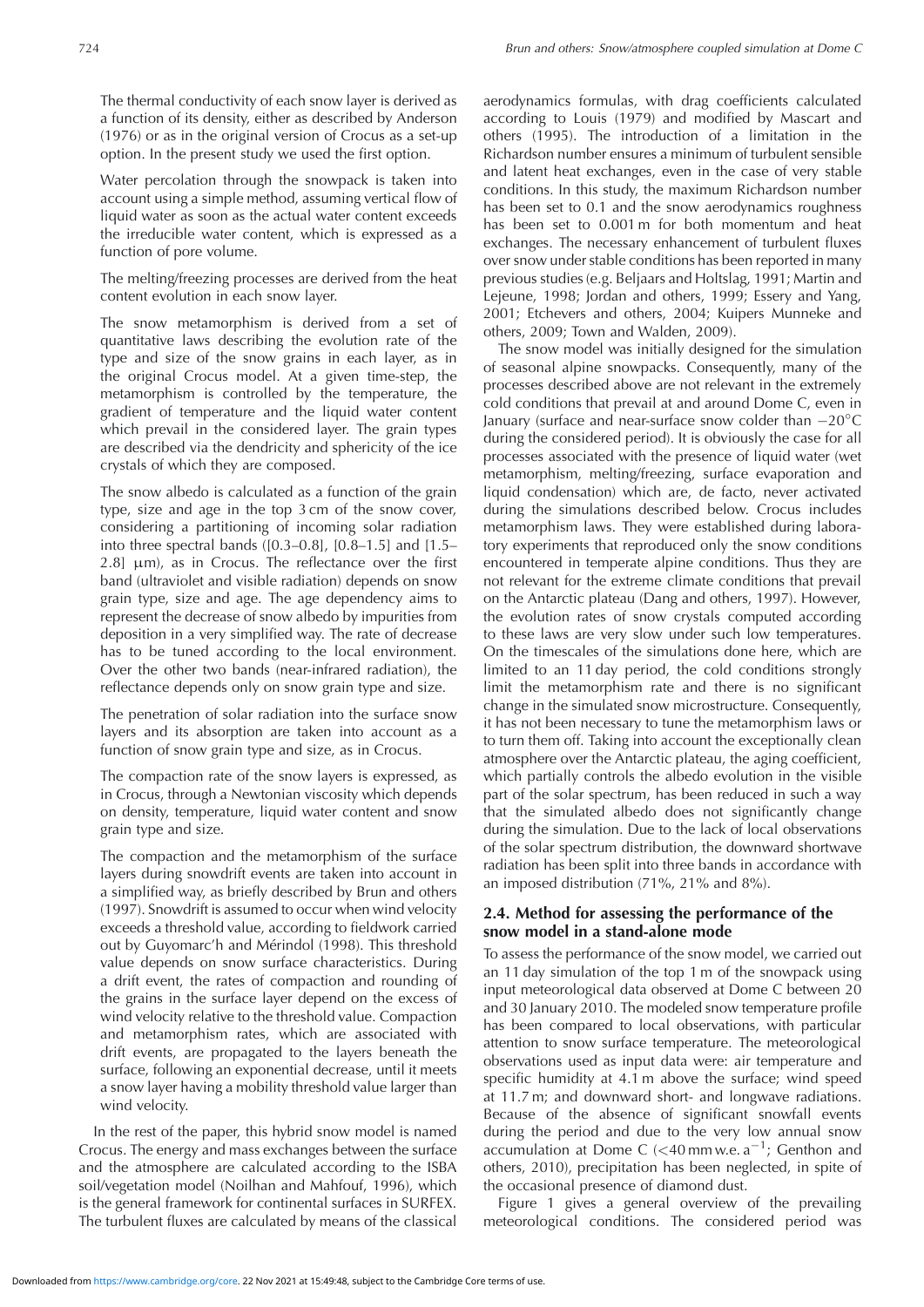The thermal conductivity of each snow layer is derived as a function of its density, either as described by Anderson (1976) or as in the original version of Crocus as a set-up option. In the present study we used the first option.

Water percolation through the snowpack is taken into account using a simple method, assuming vertical flow of liquid water as soon as the actual water content exceeds the irreducible water content, which is expressed as a function of pore volume.

The melting/freezing processes are derived from the heat content evolution in each snow layer.

The snow metamorphism is derived from a set of quantitative laws describing the evolution rate of the type and size of the snow grains in each layer, as in the original Crocus model. At a given time-step, the metamorphism is controlled by the temperature, the gradient of temperature and the liquid water content which prevail in the considered layer. The grain types are described via the dendricity and sphericity of the ice crystals of which they are composed.

The snow albedo is calculated as a function of the grain type, size and age in the top 3 cm of the snow cover, considering a partitioning of incoming solar radiation into three spectral bands ([0.3–0.8], [0.8–1.5] and [1.5–2.8] μm), as in Crocus. The reflectance over the first band (ultraviolet and visible radiation) depends on snow grain type, size and age. The age dependency aims to represent the decrease of snow albedo by impurities from deposition in a very simplified way. The rate of decrease has to be tuned according to the local environment. Over the other two bands (near-infrared radiation), the reflectance depends only on snow grain type and size.

The penetration of solar radiation into the surface snow layers and its absorption are taken into account as a function of snow grain type and size, as in Crocus.

The compaction rate of the snow layers is expressed, as in Crocus, through a Newtonian viscosity which depends on density, temperature, liquid water content and snow grain type and size.

The compaction and the metamorphism of the surface layers during snowdrift events are taken into account in a simplified way, as briefly described by Brun and others (1997). Snowdrift is assumed to occur when wind velocity exceeds a threshold value, according to fieldwork carried out by Guyomarc'h and Mérindol (1998). This threshold value depends on snow surface characteristics. During a drift event, the rates of compaction and rounding of the grains in the surface layer depend on the excess of wind velocity relative to the threshold value. Compaction and metamorphism rates, which are associated with drift events, are propagated to the layers beneath the surface, following an exponential decrease, until it meets a snow layer having a mobility threshold value larger than wind velocity.

In the rest of the paper, this hybrid snow model is named Crocus. The energy and mass exchanges between the surface and the atmosphere are calculated according to the ISBA soil/vegetation model (Noilhan and Mahfouf, 1996), which is the general framework for continental surfaces in SURFEX. The turbulent fluxes are calculated by means of the classical aerodynamics formulas, with drag coefficients calculated according to Louis (1979) and modified by Mascart and others (1995). The introduction of a limitation in the Richardson number ensures a minimum of turbulent sensible and latent heat exchanges, even in the case of very stable conditions. In this study, the maximum Richardson number has been set to 0.1 and the snow aerodynamics roughness has been set to 0.001 m for both momentum and heat exchanges. The necessary enhancement of turbulent fluxes over snow under stable conditions has been reported in many previous studies (e.g. Beljaars and Holtslag, 1991; Martin and Lejeune, 1998; Jordan and others, 1999; Essery and Yang, 2001; Etchevers and others, 2004; Kuipers Munneke and others, 2009; Town and Walden, 2009).

The snow model was initially designed for the simulation of seasonal alpine snowpacks. Consequently, many of the processes described above are not relevant in the extremely cold conditions that prevail at and around Dome C, even in January (surface and near-surface snow colder than $-20^{\circ}$C during the considered period). It is obviously the case for all processes associated with the presence of liquid water (wet metamorphism, melting/freezing, surface evaporation and liquid condensation) which are, de facto, never activated during the simulations described below. Crocus includes metamorphism laws. They were established during laboratory experiments that reproduced only the snow conditions encountered in temperate alpine conditions. Thus they are not relevant for the extreme climate conditions that prevail on the Antarctic plateau (Dang and others, 1997). However, the evolution rates of snow crystals computed according to these laws are very slow under such low temperatures. On the timescales of the simulations done here, which are limited to an 11 day period, the cold conditions strongly limit the metamorphism rate and there is no significant change in the simulated snow microstructure. Consequently, it has not been necessary to tune the metamorphism laws or to turn them off. Taking into account the exceptionally clean atmosphere over the Antarctic plateau, the aging coefficient, which partially controls the albedo evolution in the visible part of the solar spectrum, has been reduced in such a way that the simulated albedo does not significantly change during the simulation. Due to the lack of local observations of the solar spectrum distribution, the downward shortwave radiation has been split into three bands in accordance with an imposed distribution (71%, 21% and 8%).

## 2.4. Method for assessing the performance of the snow model in a stand-alone mode

To assess the performance of the snow model, we carried out an 11 day simulation of the top 1 m of the snowpack using input meteorological data observed at Dome C between 20 and 30 January 2010. The modeled snow temperature profile has been compared to local observations, with particular attention to snow surface temperature. The meteorological observations used as input data were: air temperature and specific humidity at 4.1 m above the surface; wind speed at 11.7 m; and downward short- and longwave radiations. Because of the absence of significant snowfall events during the period and due to the very low annual snow accumulation at Dome C ($<$40 mm w.e. $a^{-1}$; Genthon and others, 2010), precipitation has been neglected, in spite of the occasional presence of diamond dust.

Figure 1 gives a general overview of the prevailing meteorological conditions. The considered period was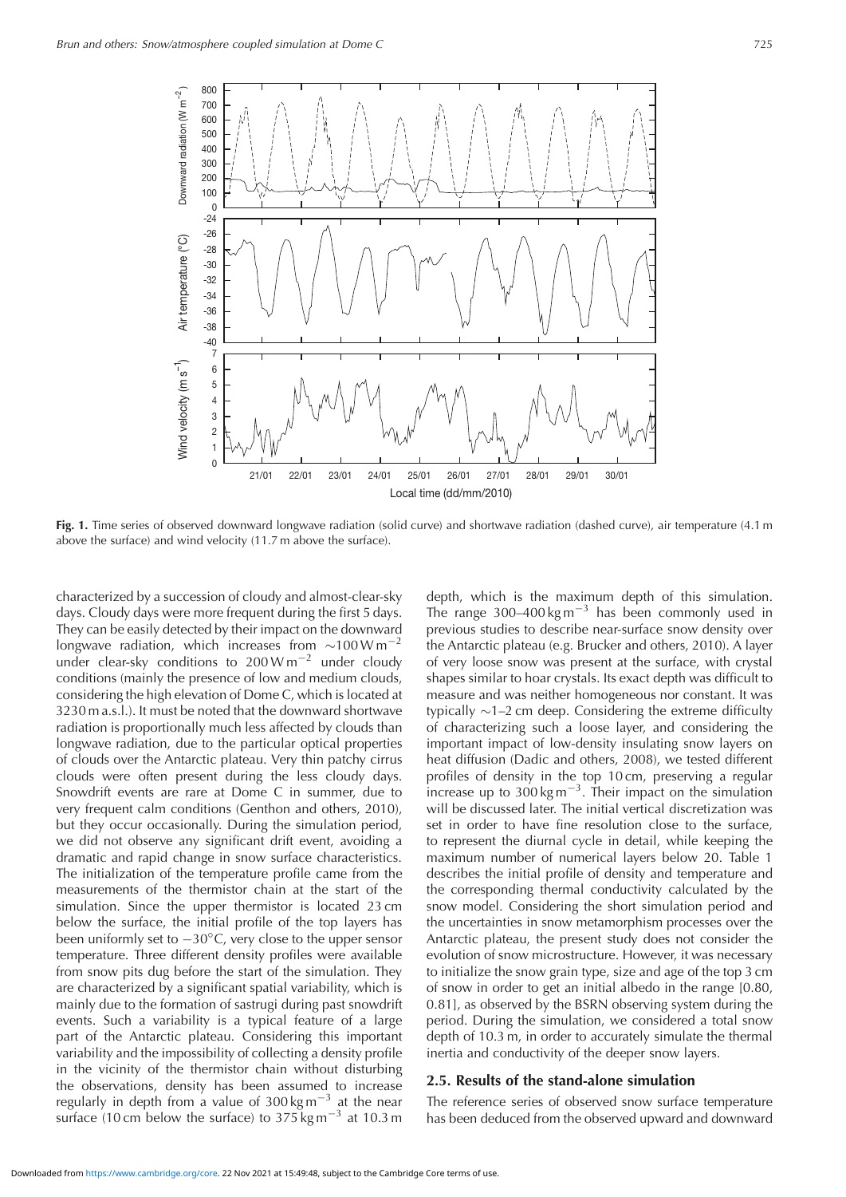**Fig. 1.** Time series of observed downward longwave radiation (solid curve) and shortwave radiation (dashed curve), air temperature (4.1 m above the surface) and wind velocity (11.7 m above the surface).

characterized by a succession of cloudy and almost-clear-sky days. Cloudy days were more frequent during the first 5 days. They can be easily detected by their impact on the downward longwave radiation, which increases from $\sim$100 W m$^{-2}$ under clear-sky conditions to 200 W m$^{-2}$ under cloudy conditions (mainly the presence of low and medium clouds, considering the high elevation of Dome C, which is located at 3230 m a.s.l.). It must be noted that the downward shortwave radiation is proportionally much less affected by clouds than longwave radiation, due to the particular optical properties of clouds over the Antarctic plateau. Very thin patchy cirrus clouds were often present during the less cloudy days. Snowdrift events are rare at Dome C in summer, due to very frequent calm conditions (Genthon and others, 2010), but they occur occasionally. During the simulation period, we did not observe any significant drift event, avoiding a dramatic and rapid change in snow surface characteristics. The initialization of the temperature profile came from the measurements of the thermistor chain at the start of the simulation. Since the upper thermistor is located 23 cm below the surface, the initial profile of the top layers has been uniformly set to $-30^{\circ}$C, very close to the upper sensor temperature. Three different density profiles were available from snow pits dug before the start of the simulation. They are characterized by a significant spatial variability, which is mainly due to the formation of sastrugi during past snowdrift events. Such a variability is a typical feature of a large part of the Antarctic plateau. Considering this important variability and the impossibility of collecting a density profile in the vicinity of the thermistor chain without disturbing the observations, density has been assumed to increase regularly in depth from a value of 300 kg m$^{-3}$ at the near surface (10 cm below the surface) to 375 kg m$^{-3}$ at 10.3 m depth, which is the maximum depth of this simulation. The range 300–400 kg m$^{-3}$ has been commonly used in previous studies to describe near-surface snow density over the Antarctic plateau (e.g. Brucker and others, 2010). A layer of very loose snow was present at the surface, with crystal shapes similar to hoar crystals. Its exact depth was difficult to measure and was neither homogeneous nor constant. It was typically $\sim$1–2 cm deep. Considering the extreme difficulty of characterizing such a loose layer, and considering the important impact of low-density insulating snow layers on heat diffusion (Dadic and others, 2008), we tested different profiles of density in the top 10 cm, preserving a regular increase up to 300 kg m$^{-3}$. Their impact on the simulation will be discussed later. The initial vertical discretization was set in order to have fine resolution close to the surface, to represent the diurnal cycle in detail, while keeping the maximum number of numerical layers below 20. Table 1 describes the initial profile of density and temperature and the corresponding thermal conductivity calculated by the snow model. Considering the short simulation period and the uncertainties in snow metamorphism processes over the Antarctic plateau, the present study does not consider the evolution of snow microstructure. However, it was necessary to initialize the snow grain type, size and age of the top 3 cm of snow in order to get an initial albedo in the range [0.80, 0.81], as observed by the BSRN observing system during the period. During the simulation, we considered a total snow depth of 10.3 m, in order to accurately simulate the thermal inertia and conductivity of the deeper snow layers.

## 2.5. Results of the stand-alone simulation

The reference series of observed snow surface temperature has been deduced from the observed upward and downward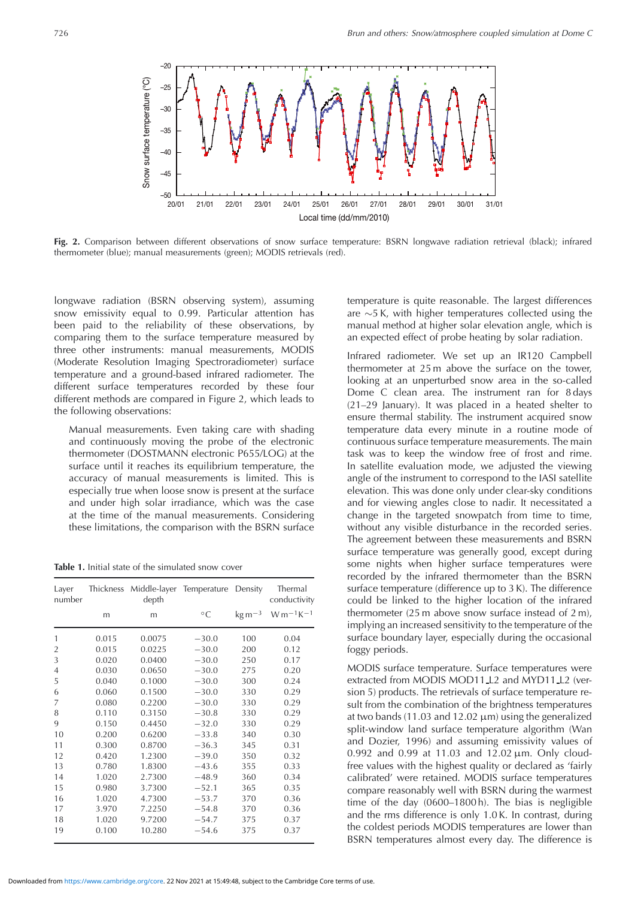**Fig. 2.** Comparison between different observations of snow surface temperature: BSRN longwave radiation retrieval (black); infrared thermometer (blue); manual measurements (green); MODIS retrievals (red).

longwave radiation (BSRN observing system), assuming snow emissivity equal to 0.99. Particular attention has been paid to the reliability of these observations, by comparing them to the surface temperature measured by three other instruments: manual measurements, MODIS (Moderate Resolution Imaging Spectroradiometer) surface temperature and a ground-based infrared radiometer. The different surface temperatures recorded by these four different methods are compared in Figure 2, which leads to the following observations:

Manual measurements. Even taking care with shading and continuously moving the probe of the electronic thermometer (DOSTMANN electronic P655/LOG) at the surface until it reaches its equilibrium temperature, the accuracy of manual measurements is limited. This is especially true when loose snow is present at the surface and under high solar irradiance, which was the case at the time of the manual measurements. Considering these limitations, the comparison with the BSRN surface temperature is quite reasonable. The largest differences are ~5 K, with higher temperatures collected using the manual method at higher solar elevation angle, which is an expected effect of probe heating by solar radiation.

Infrared radiometer. We set up an IR120 Campbell thermometer at 25 m above the surface on the tower, looking at an unperturbed snow area in the so-called Dome C clean area. The instrument ran for 8 days (21–29 January). It was placed in a heated shelter to ensure thermal stability. The instrument acquired snow temperature data every minute in a routine mode of continuous surface temperature measurements. The main task was to keep the window free of frost and rime. In satellite evaluation mode, we adjusted the viewing angle of the instrument to correspond to the IASI satellite elevation. This was done only under clear-sky conditions and for viewing angles close to nadir. It necessitated a change in the targeted snowpatch from time to time, without any visible disturbance in the recorded series. The agreement between these measurements and BSRN surface temperature was generally good, except during some nights when higher surface temperatures were recorded by the infrared thermometer than the BSRN surface temperature (difference up to 3 K). The difference could be linked to the higher location of the infrared thermometer (25 m above snow surface instead of 2 m), implying an increased sensitivity to the temperature of the surface boundary layer, especially during the occasional foggy periods.

MODIS surface temperature. Surface temperatures were extracted from MODIS MOD11_L2 and MYD11_L2 (version 5) products. The retrievals of surface temperature result from the combination of the brightness temperatures at two bands (11.03 and 12.02 μm) using the generalized split-window land surface temperature algorithm (Wan and Dozier, 1996) and assuming emissivity values of 0.992 and 0.99 at 11.03 and 12.02 μm. Only cloud-free values with the highest quality or declared as 'fairly calibrated' were retained. MODIS surface temperatures compare reasonably well with BSRN during the warmest time of the day (0600–1800 h). The bias is negligible and the rms difference is only 1.0 K. In contrast, during the coldest periods MODIS temperatures are lower than BSRN temperatures almost every day. The difference is

**Table 1.** Initial state of the simulated snow cover

| Layer number | Thickness | Middle-layer depth | Temperature | Density | Thermal conductivity |
|---|---|---|---|---|---|
| | m | m | °C | $kg\,m^{-3}$ | $W\,m^{-1}K^{-1}$ |
| 1 | 0.015 | 0.0075 | −30.0 | 100 | 0.04 |
| 2 | 0.015 | 0.0225 | −30.0 | 200 | 0.12 |
| 3 | 0.020 | 0.0400 | −30.0 | 250 | 0.17 |
| 4 | 0.030 | 0.0650 | −30.0 | 275 | 0.20 |
| 5 | 0.040 | 0.1000 | −30.0 | 300 | 0.24 |
| 6 | 0.060 | 0.1500 | −30.0 | 330 | 0.29 |
| 7 | 0.080 | 0.2200 | −30.0 | 330 | 0.29 |
| 8 | 0.110 | 0.3150 | −30.8 | 330 | 0.29 |
| 9 | 0.150 | 0.4450 | −32.0 | 330 | 0.29 |
| 10 | 0.200 | 0.6200 | −33.8 | 340 | 0.30 |
| 11 | 0.300 | 0.8700 | −36.3 | 345 | 0.31 |
| 12 | 0.420 | 1.2300 | −39.0 | 350 | 0.32 |
| 13 | 0.780 | 1.8300 | −43.6 | 355 | 0.33 |
| 14 | 1.020 | 2.7300 | −48.9 | 360 | 0.34 |
| 15 | 0.980 | 3.7300 | −52.1 | 365 | 0.35 |
| 16 | 1.020 | 4.7300 | −53.7 | 370 | 0.36 |
| 17 | 3.970 | 7.2250 | −54.8 | 370 | 0.36 |
| 18 | 1.020 | 9.7200 | −54.7 | 375 | 0.37 |
| 19 | 0.100 | 10.280 | −54.6 | 375 | 0.37 |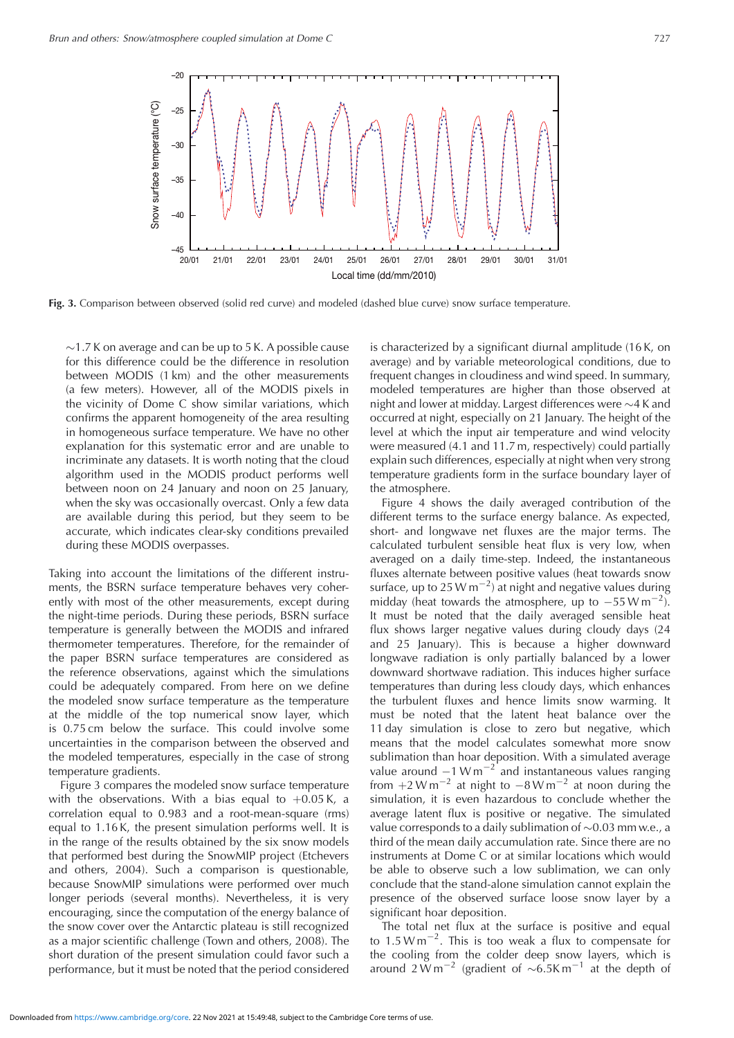**Fig. 3.** Comparison between observed (solid red curve) and modeled (dashed blue curve) snow surface temperature.

~1.7 K on average and can be up to 5 K. A possible cause for this difference could be the difference in resolution between MODIS (1 km) and the other measurements (a few meters). However, all of the MODIS pixels in the vicinity of Dome C show similar variations, which confirms the apparent homogeneity of the area resulting in homogeneous surface temperature. We have no other explanation for this systematic error and are unable to incriminate any datasets. It is worth noting that the cloud algorithm used in the MODIS product performs well between noon on 24 January and noon on 25 January, when the sky was occasionally overcast. Only a few data are available during this period, but they seem to be accurate, which indicates clear-sky conditions prevailed during these MODIS overpasses.

Taking into account the limitations of the different instruments, the BSRN surface temperature behaves very coherently with most of the other measurements, except during the night-time periods. During these periods, BSRN surface temperature is generally between the MODIS and infrared thermometer temperatures. Therefore, for the remainder of the paper BSRN surface temperatures are considered as the reference observations, against which the simulations could be adequately compared. From here on we define the modeled snow surface temperature as the temperature at the middle of the top numerical snow layer, which is 0.75 cm below the surface. This could involve some uncertainties in the comparison between the observed and the modeled temperatures, especially in the case of strong temperature gradients.

Figure 3 compares the modeled snow surface temperature with the observations. With a bias equal to +0.05 K, a correlation equal to 0.983 and a root-mean-square (rms) equal to 1.16 K, the present simulation performs well. It is in the range of the results obtained by the six snow models that performed best during the SnowMIP project (Etchevers and others, 2004). Such a comparison is questionable, because SnowMIP simulations were performed over much longer periods (several months). Nevertheless, it is very encouraging, since the computation of the energy balance of the snow cover over the Antarctic plateau is still recognized as a major scientific challenge (Town and others, 2008). The short duration of the present simulation could favor such a performance, but it must be noted that the period considered is characterized by a significant diurnal amplitude (16 K, on average) and by variable meteorological conditions, due to frequent changes in cloudiness and wind speed. In summary, modeled temperatures are higher than those observed at night and lower at midday. Largest differences were ~4 K and occurred at night, especially on 21 January. The height of the level at which the input air temperature and wind velocity were measured (4.1 and 11.7 m, respectively) could partially explain such differences, especially at night when very strong temperature gradients form in the surface boundary layer of the atmosphere.

Figure 4 shows the daily averaged contribution of the different terms to the surface energy balance. As expected, short- and longwave net fluxes are the major terms. The calculated turbulent sensible heat flux is very low, when averaged on a daily time-step. Indeed, the instantaneous fluxes alternate between positive values (heat towards snow surface, up to 25 W m$^{-2}$) at night and negative values during midday (heat towards the atmosphere, up to $-55$ W m$^{-2}$). It must be noted that the daily averaged sensible heat flux shows larger negative values during cloudy days (24 and 25 January). This is because a higher downward longwave radiation is only partially balanced by a lower downward shortwave radiation. This induces higher surface temperatures than during less cloudy days, which enhances the turbulent fluxes and hence limits snow warming. It must be noted that the latent heat balance over the 11 day simulation is close to zero but negative, which means that the model calculates somewhat more snow sublimation than hoar deposition. With a simulated average value around $-1$ W m$^{-2}$ and instantaneous values ranging from +2 W m$^{-2}$ at night to $-8$ W m$^{-2}$ at noon during the simulation, it is even hazardous to conclude whether the average latent flux is positive or negative. The simulated value corresponds to a daily sublimation of ~0.03 mm w.e., a third of the mean daily accumulation rate. Since there are no instruments at Dome C or at similar locations which would be able to observe such a low sublimation, we can only conclude that the stand-alone simulation cannot explain the presence of the observed surface loose snow layer by a significant hoar deposition.

The total net flux at the surface is positive and equal to 1.5 W m$^{-2}$. This is too weak a flux to compensate for the cooling from the colder deep snow layers, which is around 2 W m$^{-2}$ (gradient of ~6.5 K m$^{-1}$ at the depth of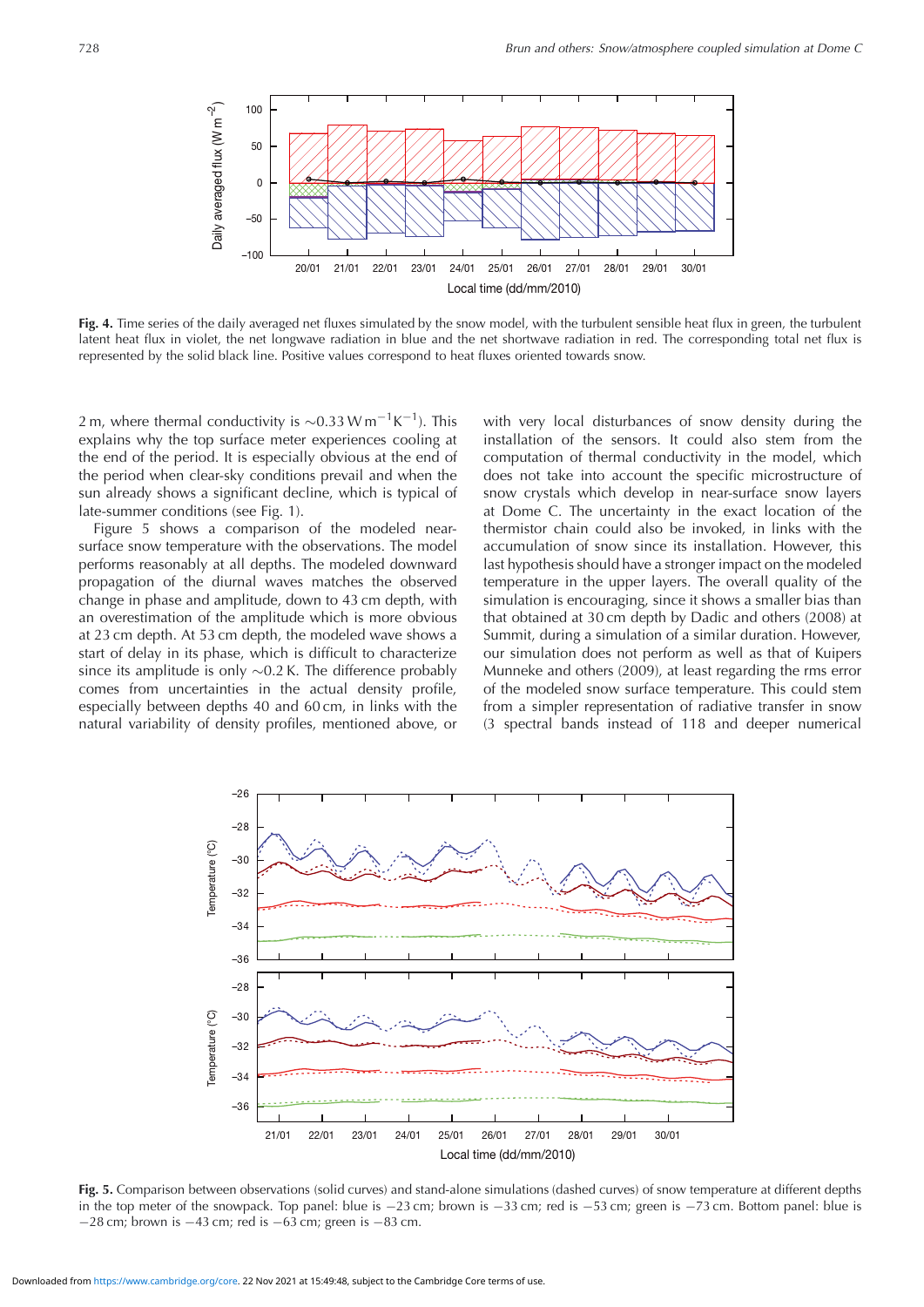**Fig. 4.** Time series of the daily averaged net fluxes simulated by the snow model, with the turbulent sensible heat flux in green, the turbulent latent heat flux in violet, the net longwave radiation in blue and the net shortwave radiation in red. The corresponding total net flux is represented by the solid black line. Positive values correspond to heat fluxes oriented towards snow.

2 m, where thermal conductivity is $\sim$0.33 W m$^{-1}$K$^{-1}$). This explains why the top surface meter experiences cooling at the end of the period. It is especially obvious at the end of the period when clear-sky conditions prevail and when the sun already shows a significant decline, which is typical of late-summer conditions (see Fig. 1).

Figure 5 shows a comparison of the modeled near-surface snow temperature with the observations. The model performs reasonably at all depths. The modeled downward propagation of the diurnal waves matches the observed change in phase and amplitude, down to 43 cm depth, with an overestimation of the amplitude which is more obvious at 23 cm depth. At 53 cm depth, the modeled wave shows a start of delay in its phase, which is difficult to characterize since its amplitude is only $\sim$0.2 K. The difference probably comes from uncertainties in the actual density profile, especially between depths 40 and 60 cm, in links with the natural variability of density profiles, mentioned above, or with very local disturbances of snow density during the installation of the sensors. It could also stem from the computation of thermal conductivity in the model, which does not take into account the specific microstructure of snow crystals which develop in near-surface snow layers at Dome C. The uncertainty in the exact location of the thermistor chain could also be invoked, in links with the accumulation of snow since its installation. However, this last hypothesis should have a stronger impact on the modeled temperature in the upper layers. The overall quality of the simulation is encouraging, since it shows a smaller bias than that obtained at 30 cm depth by Dadic and others (2008) at Summit, during a simulation of a similar duration. However, our simulation does not perform as well as that of Kuipers Munneke and others (2009), at least regarding the rms error of the modeled snow surface temperature. This could stem from a simpler representation of radiative transfer in snow (3 spectral bands instead of 118 and deeper numerical

**Fig. 5.** Comparison between observations (solid curves) and stand-alone simulations (dashed curves) of snow temperature at different depths in the top meter of the snowpack. Top panel: blue is −23 cm; brown is −33 cm; red is −53 cm; green is −73 cm. Bottom panel: blue is −28 cm; brown is −43 cm; red is −63 cm; green is −83 cm.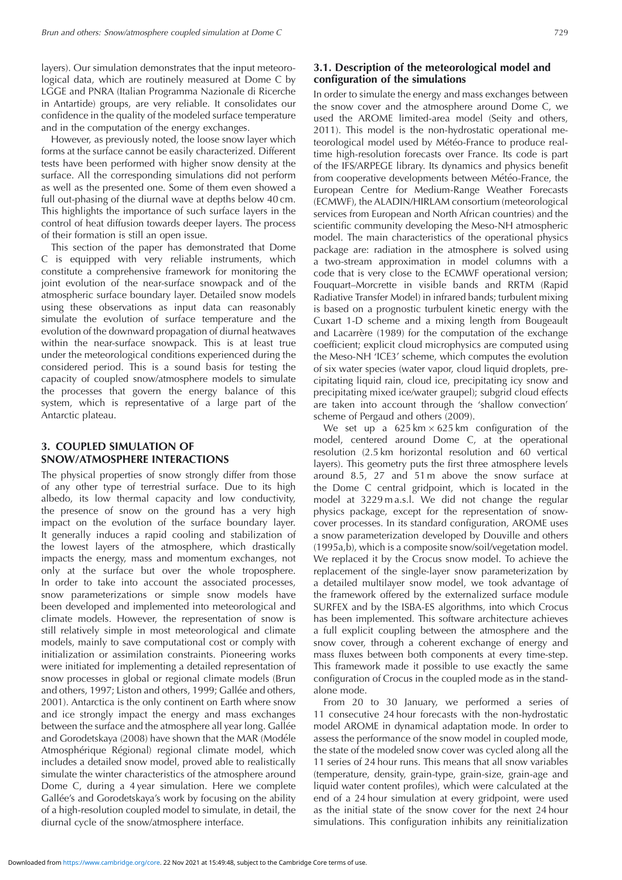layers). Our simulation demonstrates that the input meteorological data, which are routinely measured at Dome C by LGGE and PNRA (Italian Programma Nazionale di Ricerche in Antartide) groups, are very reliable. It consolidates our confidence in the quality of the modeled surface temperature and in the computation of the energy exchanges.

However, as previously noted, the loose snow layer which forms at the surface cannot be easily characterized. Different tests have been performed with higher snow density at the surface. All the corresponding simulations did not perform as well as the presented one. Some of them even showed a full out-phasing of the diurnal wave at depths below 40 cm. This highlights the importance of such surface layers in the control of heat diffusion towards deeper layers. The process of their formation is still an open issue.

This section of the paper has demonstrated that Dome C is equipped with very reliable instruments, which constitute a comprehensive framework for monitoring the joint evolution of the near-surface snowpack and of the atmospheric surface boundary layer. Detailed snow models using these observations as input data can reasonably simulate the evolution of surface temperature and the evolution of the downward propagation of diurnal heatwaves within the near-surface snowpack. This is at least true under the meteorological conditions experienced during the considered period. This is a sound basis for testing the capacity of coupled snow/atmosphere models to simulate the processes that govern the energy balance of this system, which is representative of a large part of the Antarctic plateau.

## 3. COUPLED SIMULATION OF SNOW/ATMOSPHERE INTERACTIONS

The physical properties of snow strongly differ from those of any other type of terrestrial surface. Due to its high albedo, its low thermal capacity and low conductivity, the presence of snow on the ground has a very high impact on the evolution of the surface boundary layer. It generally induces a rapid cooling and stabilization of the lowest layers of the atmosphere, which drastically impacts the energy, mass and momentum exchanges, not only at the surface but over the whole troposphere. In order to take into account the associated processes, snow parameterizations or simple snow models have been developed and implemented into meteorological and climate models. However, the representation of snow is still relatively simple in most meteorological and climate models, mainly to save computational cost or comply with initialization or assimilation constraints. Pioneering works were initiated for implementing a detailed representation of snow processes in global or regional climate models (Brun and others, 1997; Liston and others, 1999; Gallée and others, 2001). Antarctica is the only continent on Earth where snow and ice strongly impact the energy and mass exchanges between the surface and the atmosphere all year long. Gallée and Gorodetskaya (2008) have shown that the MAR (Modéle Atmosphérique Régional) regional climate model, which includes a detailed snow model, proved able to realistically simulate the winter characteristics of the atmosphere around Dome C, during a 4 year simulation. Here we complete Gallée's and Gorodetskaya's work by focusing on the ability of a high-resolution coupled model to simulate, in detail, the diurnal cycle of the snow/atmosphere interface.

### 3.1. Description of the meteorological model and configuration of the simulations

In order to simulate the energy and mass exchanges between the snow cover and the atmosphere around Dome C, we used the AROME limited-area model (Seity and others, 2011). This model is the non-hydrostatic operational meteorological model used by Météo-France to produce real-time high-resolution forecasts over France. Its code is part of the IFS/ARPEGE library. Its dynamics and physics benefit from cooperative developments between Météo-France, the European Centre for Medium-Range Weather Forecasts (ECMWF), the ALADIN/HIRLAM consortium (meteorological services from European and North African countries) and the scientific community developing the Meso-NH atmospheric model. The main characteristics of the operational physics package are: radiation in the atmosphere is solved using a two-stream approximation in model columns with a code that is very close to the ECMWF operational version; Fouquart–Morcrette in visible bands and RRTM (Rapid Radiative Transfer Model) in infrared bands; turbulent mixing is based on a prognostic turbulent kinetic energy with the Cuxart 1-D scheme and a mixing length from Bougeault and Lacarrère (1989) for the computation of the exchange coefficient; explicit cloud microphysics are computed using the Meso-NH 'ICE3' scheme, which computes the evolution of six water species (water vapor, cloud liquid droplets, precipitating liquid rain, cloud ice, precipitating icy snow and precipitating mixed ice/water graupel); subgrid cloud effects are taken into account through the 'shallow convection' scheme of Pergaud and others (2009).

We set up a 625 km × 625 km configuration of the model, centered around Dome C, at the operational resolution (2.5 km horizontal resolution and 60 vertical layers). This geometry puts the first three atmosphere levels around 8.5, 27 and 51 m above the snow surface at the Dome C central gridpoint, which is located in the model at 3229 m a.s.l. We did not change the regular physics package, except for the representation of snow-cover processes. In its standard configuration, AROME uses a snow parameterization developed by Douville and others (1995a,b), which is a composite snow/soil/vegetation model. We replaced it by the Crocus snow model. To achieve the replacement of the single-layer snow parameterization by a detailed multilayer snow model, we took advantage of the framework offered by the externalized surface module SURFEX and by the ISBA-ES algorithms, into which Crocus has been implemented. This software architecture achieves a full explicit coupling between the atmosphere and the snow cover, through a coherent exchange of energy and mass fluxes between both components at every time-step. This framework made it possible to use exactly the same configuration of Crocus in the coupled mode as in the stand-alone mode.

From 20 to 30 January, we performed a series of 11 consecutive 24 hour forecasts with the non-hydrostatic model AROME in dynamical adaptation mode. In order to assess the performance of the snow model in coupled mode, the state of the modeled snow cover was cycled along all the 11 series of 24 hour runs. This means that all snow variables (temperature, density, grain-type, grain-size, grain-age and liquid water content profiles), which were calculated at the end of a 24 hour simulation at every gridpoint, were used as the initial state of the snow cover for the next 24 hour simulations. This configuration inhibits any reinitialization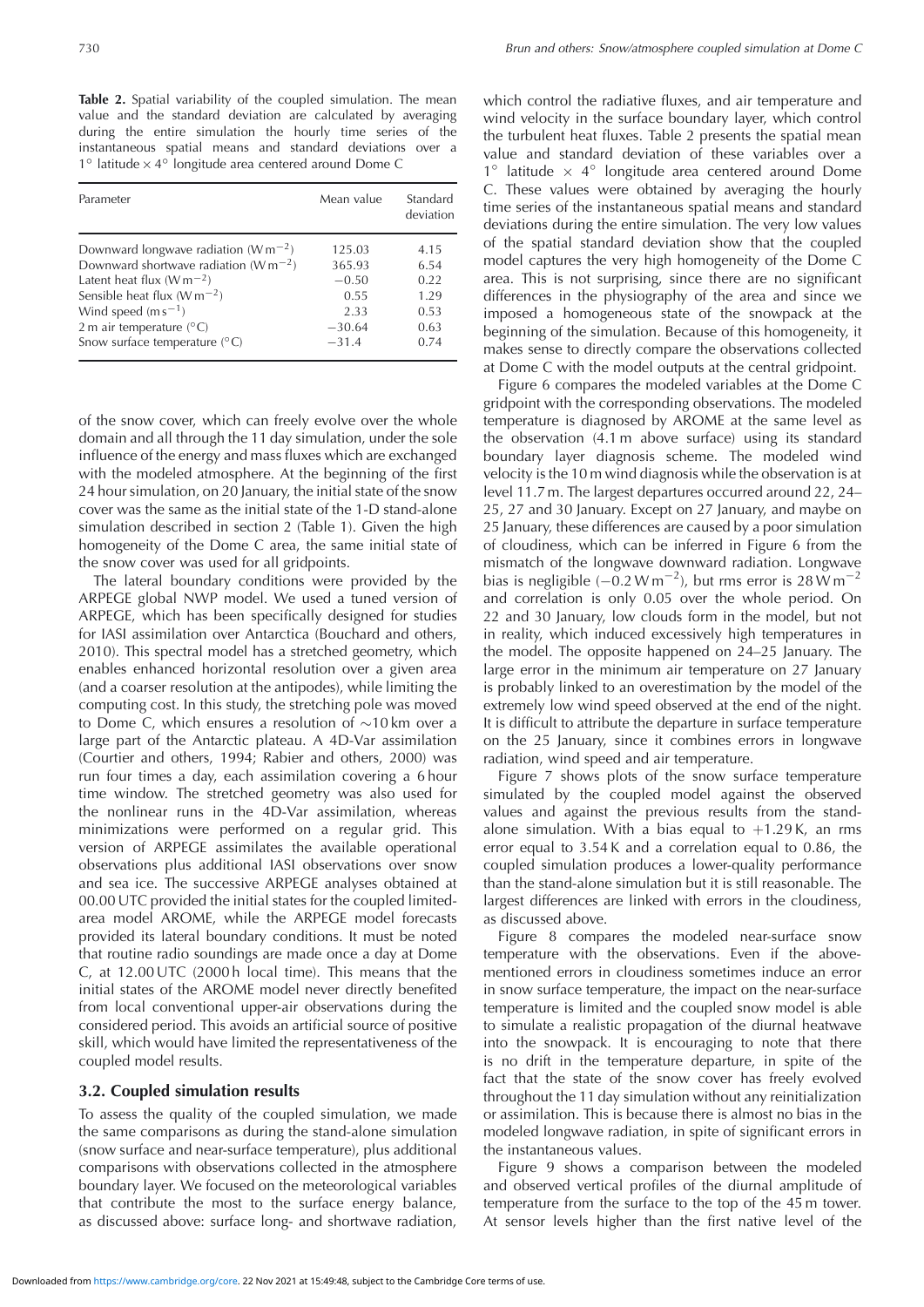**Table 2.** Spatial variability of the coupled simulation. The mean value and the standard deviation are calculated by averaging during the entire simulation the hourly time series of the instantaneous spatial means and standard deviations over a 1° latitude × 4° longitude area centered around Dome C

| Parameter | Mean value | Standard deviation |
|---|---|---|
| Downward longwave radiation ($W\,m^{-2}$) | 125.03 | 4.15 |
| Downward shortwave radiation ($W\,m^{-2}$) | 365.93 | 6.54 |
| Latent heat flux ($W\,m^{-2}$) | −0.50 | 0.22 |
| Sensible heat flux ($W\,m^{-2}$) | 0.55 | 1.29 |
| Wind speed ($m\,s^{-1}$) | 2.33 | 0.53 |
| 2 m air temperature (°C) | −30.64 | 0.63 |
| Snow surface temperature (°C) | −31.4 | 0.74 |

of the snow cover, which can freely evolve over the whole domain and all through the 11 day simulation, under the sole influence of the energy and mass fluxes which are exchanged with the modeled atmosphere. At the beginning of the first 24 hour simulation, on 20 January, the initial state of the snow cover was the same as the initial state of the 1-D stand-alone simulation described in section 2 (Table 1). Given the high homogeneity of the Dome C area, the same initial state of the snow cover was used for all gridpoints.

The lateral boundary conditions were provided by the ARPEGE global NWP model. We used a tuned version of ARPEGE, which has been specifically designed for studies for IASI assimilation over Antarctica (Bouchard and others, 2010). This spectral model has a stretched geometry, which enables enhanced horizontal resolution over a given area (and a coarser resolution at the antipodes), while limiting the computing cost. In this study, the stretching pole was moved to Dome C, which ensures a resolution of ~10 km over a large part of the Antarctic plateau. A 4D-Var assimilation (Courtier and others, 1994; Rabier and others, 2000) was run four times a day, each assimilation covering a 6 hour time window. The stretched geometry was also used for the nonlinear runs in the 4D-Var assimilation, whereas minimizations were performed on a regular grid. This version of ARPEGE assimilates the available operational observations plus additional IASI observations over snow and sea ice. The successive ARPEGE analyses obtained at 00.00 UTC provided the initial states for the coupled limited-area model AROME, while the ARPEGE model forecasts provided its lateral boundary conditions. It must be noted that routine radio soundings are made once a day at Dome C, at 12.00 UTC (2000 h local time). This means that the initial states of the AROME model never directly benefited from local conventional upper-air observations during the considered period. This avoids an artificial source of positive skill, which would have limited the representativeness of the coupled model results.

### 3.2. Coupled simulation results

To assess the quality of the coupled simulation, we made the same comparisons as during the stand-alone simulation (snow surface and near-surface temperature), plus additional comparisons with observations collected in the atmosphere boundary layer. We focused on the meteorological variables that contribute the most to the surface energy balance, as discussed above: surface long- and shortwave radiation, which control the radiative fluxes, and air temperature and wind velocity in the surface boundary layer, which control the turbulent heat fluxes. Table 2 presents the spatial mean value and standard deviation of these variables over a 1° latitude × 4° longitude area centered around Dome C. These values were obtained by averaging the hourly time series of the instantaneous spatial means and standard deviations during the entire simulation. The very low values of the spatial standard deviation show that the coupled model captures the very high homogeneity of the Dome C area. This is not surprising, since there are no significant differences in the physiography of the area and since we imposed a homogeneous state of the snowpack at the beginning of the simulation. Because of this homogeneity, it makes sense to directly compare the observations collected at Dome C with the model outputs at the central gridpoint.

Figure 6 compares the modeled variables at the Dome C gridpoint with the corresponding observations. The modeled temperature is diagnosed by AROME at the same level as the observation (4.1 m above surface) using its standard boundary layer diagnosis scheme. The modeled wind velocity is the 10 m wind diagnosis while the observation is at level 11.7 m. The largest departures occurred around 22, 24–25, 27 and 30 January. Except on 27 January, and maybe on 25 January, these differences are caused by a poor simulation of cloudiness, which can be inferred in Figure 6 from the mismatch of the longwave downward radiation. Longwave bias is negligible ($-0.2\,W\,m^{-2}$), but rms error is $28\,W\,m^{-2}$ and correlation is only 0.05 over the whole period. On 22 and 30 January, low clouds form in the model, but not in reality, which induced excessively high temperatures in the model. The opposite happened on 24–25 January. The large error in the minimum air temperature on 27 January is probably linked to an overestimation by the model of the extremely low wind speed observed at the end of the night. It is difficult to attribute the departure in surface temperature on the 25 January, since it combines errors in longwave radiation, wind speed and air temperature.

Figure 7 shows plots of the snow surface temperature simulated by the coupled model against the observed values and against the previous results from the stand-alone simulation. With a bias equal to +1.29 K, an rms error equal to 3.54 K and a correlation equal to 0.86, the coupled simulation produces a lower-quality performance than the stand-alone simulation but it is still reasonable. The largest differences are linked with errors in the cloudiness, as discussed above.

Figure 8 compares the modeled near-surface snow temperature with the observations. Even if the above-mentioned errors in cloudiness sometimes induce an error in snow surface temperature, the impact on the near-surface temperature is limited and the coupled snow model is able to simulate a realistic propagation of the diurnal heatwave into the snowpack. It is encouraging to note that there is no drift in the temperature departure, in spite of the fact that the state of the snow cover has freely evolved throughout the 11 day simulation without any reinitialization or assimilation. This is because there is almost no bias in the modeled longwave radiation, in spite of significant errors in the instantaneous values.

Figure 9 shows a comparison between the modeled and observed vertical profiles of the diurnal amplitude of temperature from the surface to the top of the 45 m tower. At sensor levels higher than the first native level of the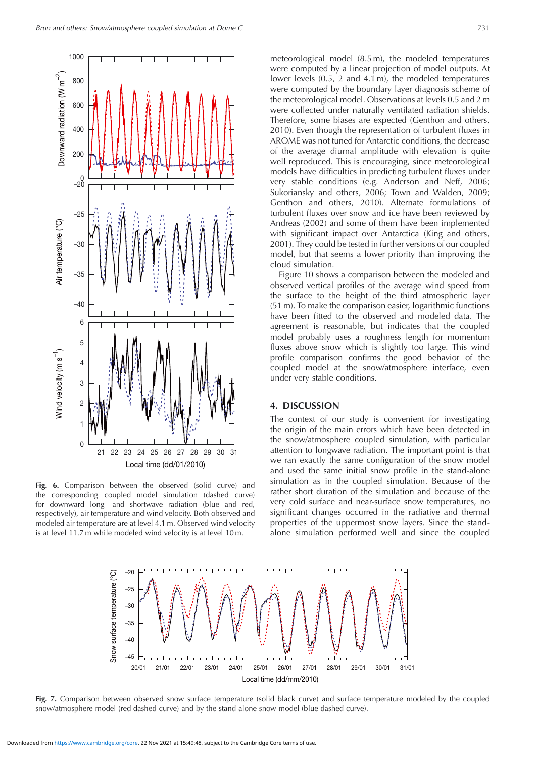Fig. 6. Comparison between the observed (solid curve) and the corresponding coupled model simulation (dashed curve) for downward long- and shortwave radiation (blue and red, respectively), air temperature and wind velocity. Both observed and modeled air temperature are at level 4.1 m. Observed wind velocity is at level 11.7 m while modeled wind velocity is at level 10 m.

meteorological model (8.5 m), the modeled temperatures were computed by a linear projection of model outputs. At lower levels (0.5, 2 and 4.1 m), the modeled temperatures were computed by the boundary layer diagnosis scheme of the meteorological model. Observations at levels 0.5 and 2 m were collected under naturally ventilated radiation shields. Therefore, some biases are expected (Genthon and others, 2010). Even though the representation of turbulent fluxes in AROME was not tuned for Antarctic conditions, the decrease of the average diurnal amplitude with elevation is quite well reproduced. This is encouraging, since meteorological models have difficulties in predicting turbulent fluxes under very stable conditions (e.g. Anderson and Neff, 2006; Sukoriansky and others, 2006; Town and Walden, 2009; Genthon and others, 2010). Alternate formulations of turbulent fluxes over snow and ice have been reviewed by Andreas (2002) and some of them have been implemented with significant impact over Antarctica (King and others, 2001). They could be tested in further versions of our coupled model, but that seems a lower priority than improving the cloud simulation.

Figure 10 shows a comparison between the modeled and observed vertical profiles of the average wind speed from the surface to the height of the third atmospheric layer (51 m). To make the comparison easier, logarithmic functions have been fitted to the observed and modeled data. The agreement is reasonable, but indicates that the coupled model probably uses a roughness length for momentum fluxes above snow which is slightly too large. This wind profile comparison confirms the good behavior of the coupled model at the snow/atmosphere interface, even under very stable conditions.

## 4. DISCUSSION

The context of our study is convenient for investigating the origin of the main errors which have been detected in the snow/atmosphere coupled simulation, with particular attention to longwave radiation. The important point is that we ran exactly the same configuration of the snow model and used the same initial snow profile in the stand-alone simulation as in the coupled simulation. Because of the rather short duration of the simulation and because of the very cold surface and near-surface snow temperatures, no significant changes occurred in the radiative and thermal properties of the uppermost snow layers. Since the stand-alone simulation performed well and since the coupled

Fig. 7. Comparison between observed snow surface temperature (solid black curve) and surface temperature modeled by the coupled snow/atmosphere model (red dashed curve) and by the stand-alone snow model (blue dashed curve).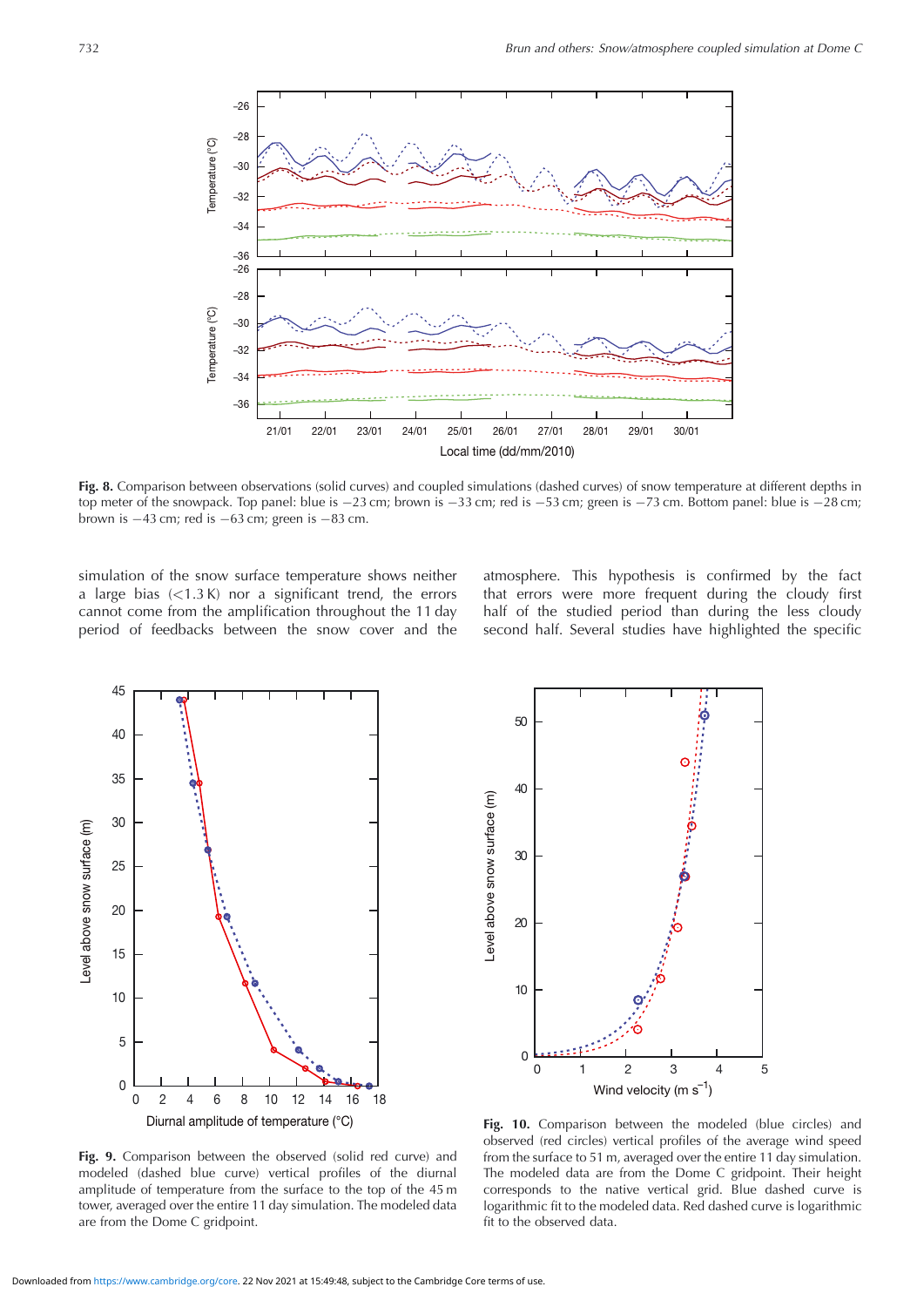**Fig. 8.** Comparison between observations (solid curves) and coupled simulations (dashed curves) of snow temperature at different depths in top meter of the snowpack. Top panel: blue is −23 cm; brown is −33 cm; red is −53 cm; green is −73 cm. Bottom panel: blue is −28 cm; brown is −43 cm; red is −63 cm; green is −83 cm.

simulation of the snow surface temperature shows neither a large bias (<1.3 K) nor a significant trend, the errors cannot come from the amplification throughout the 11 day period of feedbacks between the snow cover and the atmosphere. This hypothesis is confirmed by the fact that errors were more frequent during the cloudy first half of the studied period than during the less cloudy second half. Several studies have highlighted the specific

**Fig. 9.** Comparison between the observed (solid red curve) and modeled (dashed blue curve) vertical profiles of the diurnal amplitude of temperature from the surface to the top of the 45 m tower, averaged over the entire 11 day simulation. The modeled data are from the Dome C gridpoint.

**Fig. 10.** Comparison between the modeled (blue circles) and observed (red circles) vertical profiles of the average wind speed from the surface to 51 m, averaged over the entire 11 day simulation. The modeled data are from the Dome C gridpoint. Their height corresponds to the native vertical grid. Blue dashed curve is logarithmic fit to the modeled data. Red dashed curve is logarithmic fit to the observed data.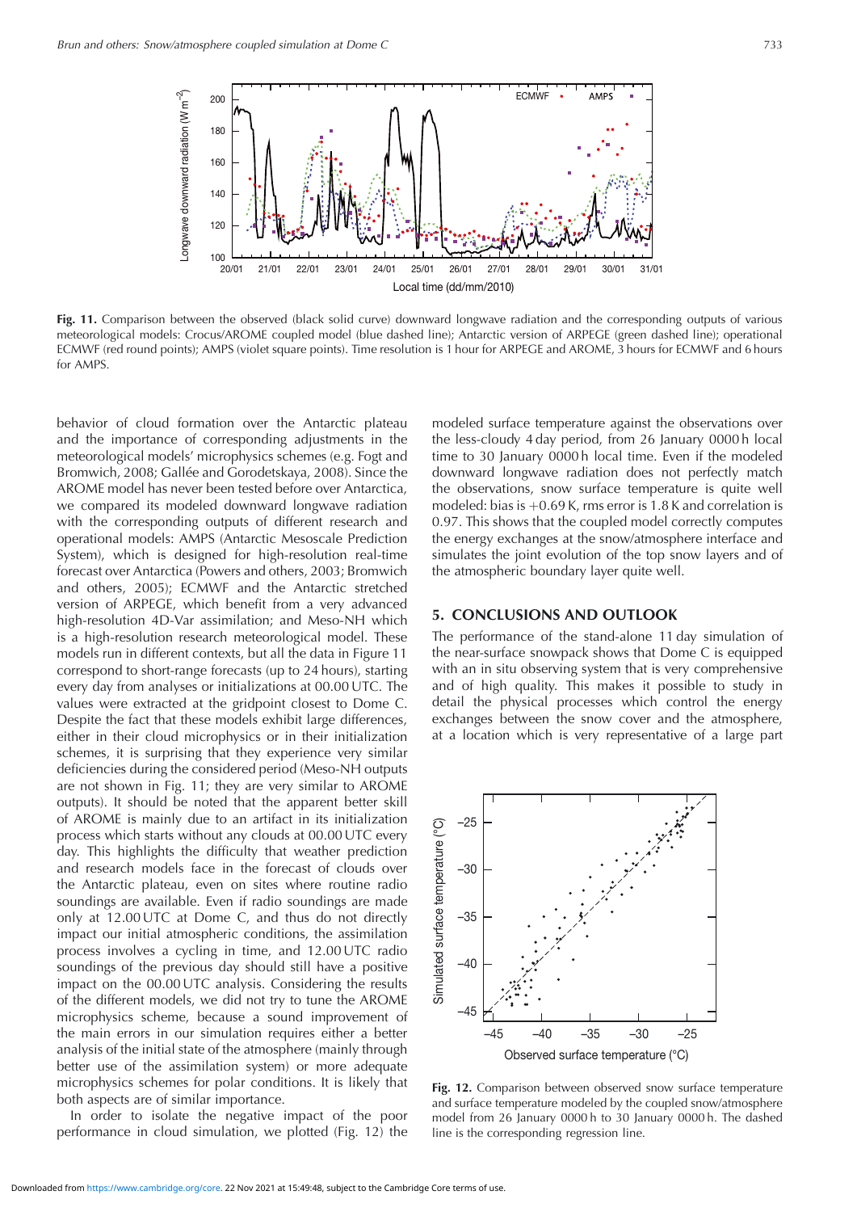**Fig. 11.** Comparison between the observed (black solid curve) downward longwave radiation and the corresponding outputs of various meteorological models: Crocus/AROME coupled model (blue dashed line); Antarctic version of ARPEGE (green dashed line); operational ECMWF (red round points); AMPS (violet square points). Time resolution is 1 hour for ARPEGE and AROME, 3 hours for ECMWF and 6 hours for AMPS.

behavior of cloud formation over the Antarctic plateau and the importance of corresponding adjustments in the meteorological models' microphysics schemes (e.g. Fogt and Bromwich, 2008; Gallée and Gorodetskaya, 2008). Since the AROME model has never been tested before over Antarctica, we compared its modeled downward longwave radiation with the corresponding outputs of different research and operational models: AMPS (Antarctic Mesoscale Prediction System), which is designed for high-resolution real-time forecast over Antarctica (Powers and others, 2003; Bromwich and others, 2005); ECMWF and the Antarctic stretched version of ARPEGE, which benefit from a very advanced high-resolution 4D-Var assimilation; and Meso-NH which is a high-resolution research meteorological model. These models run in different contexts, but all the data in Figure 11 correspond to short-range forecasts (up to 24 hours), starting every day from analyses or initializations at 00.00 UTC. The values were extracted at the gridpoint closest to Dome C. Despite the fact that these models exhibit large differences, either in their cloud microphysics or in their initialization schemes, it is surprising that they experience very similar deficiencies during the considered period (Meso-NH outputs are not shown in Fig. 11; they are very similar to AROME outputs). It should be noted that the apparent better skill of AROME is mainly due to an artifact in its initialization process which starts without any clouds at 00.00 UTC every day. This highlights the difficulty that weather prediction and research models face in the forecast of clouds over the Antarctic plateau, even on sites where routine radio soundings are available. Even if radio soundings are made only at 12.00 UTC at Dome C, and thus do not directly impact our initial atmospheric conditions, the assimilation process involves a cycling in time, and 12.00 UTC radio soundings of the previous day should still have a positive impact on the 00.00 UTC analysis. Considering the results of the different models, we did not try to tune the AROME microphysics scheme, because a sound improvement of the main errors in our simulation requires either a better analysis of the initial state of the atmosphere (mainly through better use of the assimilation system) or more adequate microphysics schemes for polar conditions. It is likely that both aspects are of similar importance.

In order to isolate the negative impact of the poor performance in cloud simulation, we plotted (Fig. 12) the modeled surface temperature against the observations over the less-cloudy 4 day period, from 26 January 0000 h local time to 30 January 0000 h local time. Even if the modeled downward longwave radiation does not perfectly match the observations, snow surface temperature is quite well modeled: bias is +0.69 K, rms error is 1.8 K and correlation is 0.97. This shows that the coupled model correctly computes the energy exchanges at the snow/atmosphere interface and simulates the joint evolution of the top snow layers and of the atmospheric boundary layer quite well.

## 5. CONCLUSIONS AND OUTLOOK

The performance of the stand-alone 11 day simulation of the near-surface snowpack shows that Dome C is equipped with an in situ observing system that is very comprehensive and of high quality. This makes it possible to study in detail the physical processes which control the energy exchanges between the snow cover and the atmosphere, at a location which is very representative of a large part

**Fig. 12.** Comparison between observed snow surface temperature and surface temperature modeled by the coupled snow/atmosphere model from 26 January 0000 h to 30 January 0000 h. The dashed line is the corresponding regression line.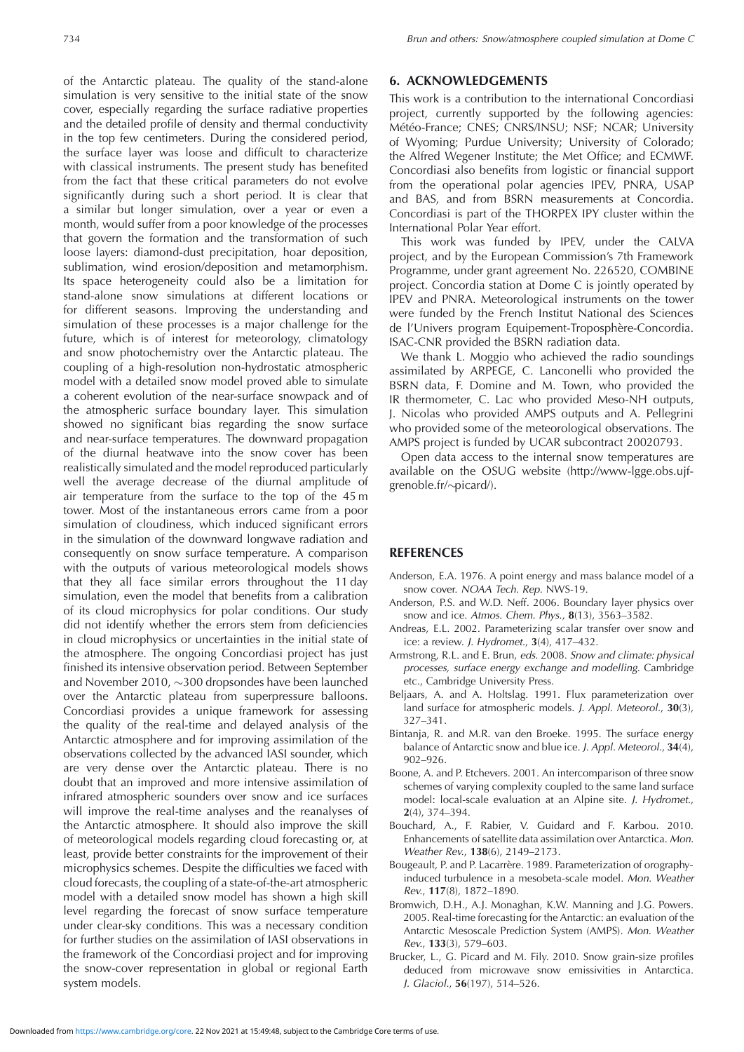of the Antarctic plateau. The quality of the stand-alone simulation is very sensitive to the initial state of the snow cover, especially regarding the surface radiative properties and the detailed profile of density and thermal conductivity in the top few centimeters. During the considered period, the surface layer was loose and difficult to characterize with classical instruments. The present study has benefited from the fact that these critical parameters do not evolve significantly during such a short period. It is clear that a similar but longer simulation, over a year or even a month, would suffer from a poor knowledge of the processes that govern the formation and the transformation of such loose layers: diamond-dust precipitation, hoar deposition, sublimation, wind erosion/deposition and metamorphism. Its space heterogeneity could also be a limitation for stand-alone snow simulations at different locations or for different seasons. Improving the understanding and simulation of these processes is a major challenge for the future, which is of interest for meteorology, climatology and snow photochemistry over the Antarctic plateau. The coupling of a high-resolution non-hydrostatic atmospheric model with a detailed snow model proved able to simulate a coherent evolution of the near-surface snowpack and of the atmospheric surface boundary layer. This simulation showed no significant bias regarding the snow surface and near-surface temperatures. The downward propagation of the diurnal heatwave into the snow cover has been realistically simulated and the model reproduced particularly well the average decrease of the diurnal amplitude of air temperature from the surface to the top of the 45 m tower. Most of the instantaneous errors came from a poor simulation of cloudiness, which induced significant errors in the simulation of the downward longwave radiation and consequently on snow surface temperature. A comparison with the outputs of various meteorological models shows that they all face similar errors throughout the 11 day simulation, even the model that benefits from a calibration of its cloud microphysics for polar conditions. Our study did not identify whether the errors stem from deficiencies in cloud microphysics or uncertainties in the initial state of the atmosphere. The ongoing Concordiasi project has just finished its intensive observation period. Between September and November 2010, ~300 dropsondes have been launched over the Antarctic plateau from superpressure balloons. Concordiasi provides a unique framework for assessing the quality of the real-time and delayed analysis of the Antarctic atmosphere and for improving assimilation of the observations collected by the advanced IASI sounder, which are very dense over the Antarctic plateau. There is no doubt that an improved and more intensive assimilation of infrared atmospheric sounders over snow and ice surfaces will improve the real-time analyses and the reanalyses of the Antarctic atmosphere. It should also improve the skill of meteorological models regarding cloud forecasting or, at least, provide better constraints for the improvement of their microphysics schemes. Despite the difficulties we faced with cloud forecasts, the coupling of a state-of-the-art atmospheric model with a detailed snow model has shown a high skill level regarding the forecast of snow surface temperature under clear-sky conditions. This was a necessary condition for further studies on the assimilation of IASI observations in the framework of the Concordiasi project and for improving the snow-cover representation in global or regional Earth system models.

## 6. ACKNOWLEDGEMENTS

This work is a contribution to the international Concordiasi project, currently supported by the following agencies: Météo-France; CNES; CNRS/INSU; NSF; NCAR; University of Wyoming; Purdue University; University of Colorado; the Alfred Wegener Institute; the Met Office; and ECMWF. Concordiasi also benefits from logistic or financial support from the operational polar agencies IPEV, PNRA, USAP and BAS, and from BSRN measurements at Concordia. Concordiasi is part of the THORPEX IPY cluster within the International Polar Year effort.

This work was funded by IPEV, under the CALVA project, and by the European Commission's 7th Framework Programme, under grant agreement No. 226520, COMBINE project. Concordia station at Dome C is jointly operated by IPEV and PNRA. Meteorological instruments on the tower were funded by the French Institut National des Sciences de l'Univers program Equipement-Troposphère-Concordia. ISAC-CNR provided the BSRN radiation data.

We thank L. Moggio who achieved the radio soundings assimilated by ARPEGE, C. Lanconelli who provided the BSRN data, F. Domine and M. Town, who provided the IR thermometer, C. Lac who provided Meso-NH outputs, J. Nicolas who provided AMPS outputs and A. Pellegrini who provided some of the meteorological observations. The AMPS project is funded by UCAR subcontract 20020793.

Open data access to the internal snow temperatures are available on the OSUG website (http://www-lgge.obs.ujf-grenoble.fr/~picard/).

## REFERENCES

Anderson, E.A. 1976. A point energy and mass balance model of a snow cover. *NOAA Tech. Rep.* NWS-19.

Anderson, P.S. and W.D. Neff. 2006. Boundary layer physics over snow and ice. *Atmos. Chem. Phys.*, **8**(13), 3563–3582.

Andreas, E.L. 2002. Parameterizing scalar transfer over snow and ice: a review. *J. Hydromet.*, **3**(4), 417–432.

Armstrong, R.L. and E. Brun, *eds.* 2008. *Snow and climate: physical processes, surface energy exchange and modelling.* Cambridge etc., Cambridge University Press.

Beljaars, A. and A. Holtslag. 1991. Flux parameterization over land surface for atmospheric models. *J. Appl. Meteorol.*, **30**(3), 327–341.

Bintanja, R. and M.R. van den Broeke. 1995. The surface energy balance of Antarctic snow and blue ice. *J. Appl. Meteorol.*, **34**(4), 902–926.

Boone, A. and P. Etchevers. 2001. An intercomparison of three snow schemes of varying complexity coupled to the same land surface model: local-scale evaluation at an Alpine site. *J. Hydromet.*, **2**(4), 374–394.

Bouchard, A., F. Rabier, V. Guidard and F. Karbou. 2010. Enhancements of satellite data assimilation over Antarctica. *Mon. Weather Rev.*, **138**(6), 2149–2173.

Bougeault, P. and P. Lacarrère. 1989. Parameterization of orography-induced turbulence in a mesobeta-scale model. *Mon. Weather Rev.*, **117**(8), 1872–1890.

Bromwich, D.H., A.J. Monaghan, K.W. Manning and J.G. Powers. 2005. Real-time forecasting for the Antarctic: an evaluation of the Antarctic Mesoscale Prediction System (AMPS). *Mon. Weather Rev.*, **133**(3), 579–603.

Brucker, L., G. Picard and M. Fily. 2010. Snow grain-size profiles deduced from microwave snow emissivities in Antarctica. *J. Glaciol.*, **56**(197), 514–526.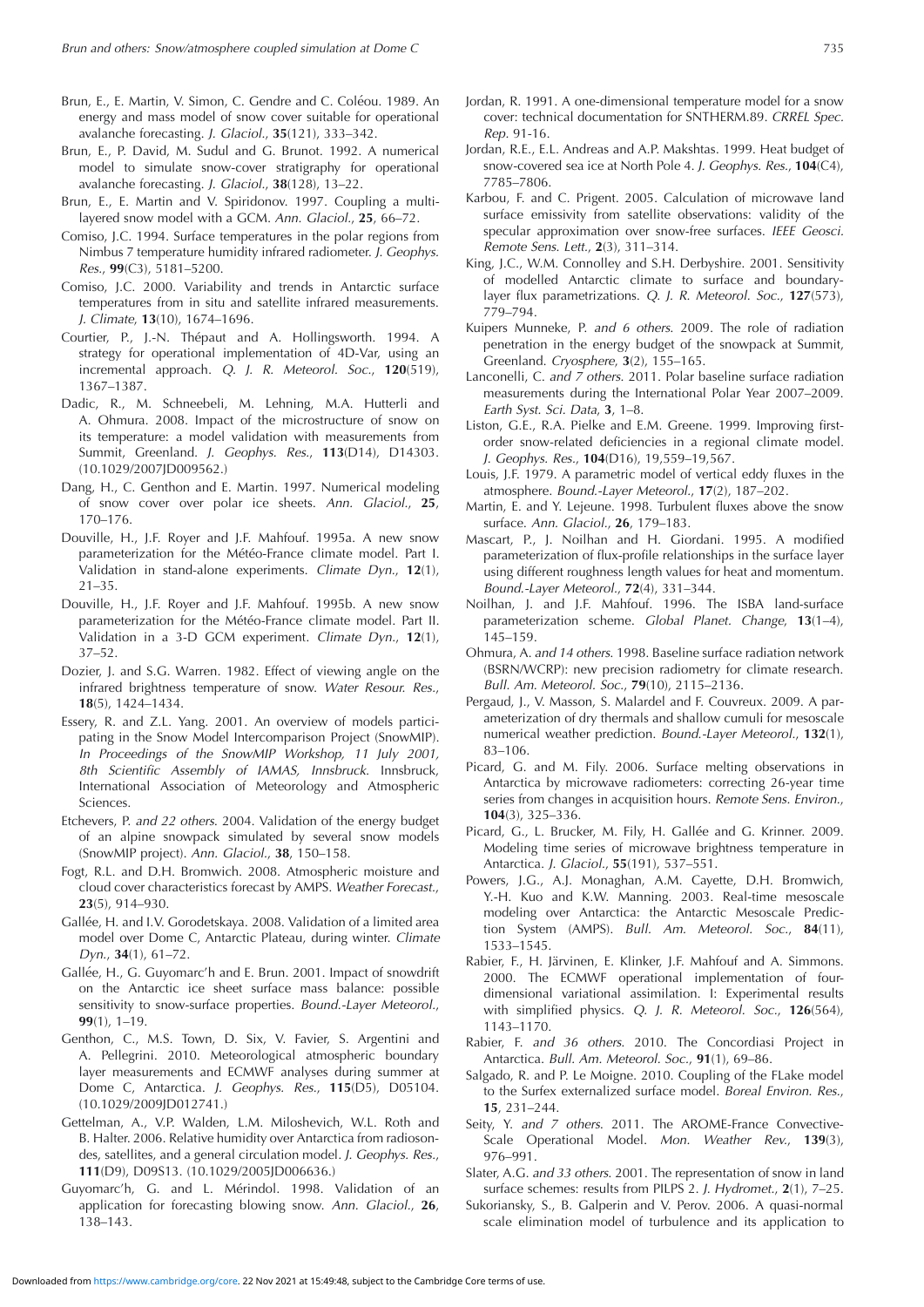Brun, E., E. Martin, V. Simon, C. Gendre and C. Coléou. 1989. An energy and mass model of snow cover suitable for operational avalanche forecasting. *J. Glaciol.*, **35**(121), 333–342.

Brun, E., P. David, M. Sudul and G. Brunot. 1992. A numerical model to simulate snow-cover stratigraphy for operational avalanche forecasting. *J. Glaciol.*, **38**(128), 13–22.

Brun, E., E. Martin and V. Spiridonov. 1997. Coupling a multi-layered snow model with a GCM. *Ann. Glaciol.*, **25**, 66–72.

Comiso, J.C. 1994. Surface temperatures in the polar regions from Nimbus 7 temperature humidity infrared radiometer. *J. Geophys. Res.*, **99**(C3), 5181–5200.

Comiso, J.C. 2000. Variability and trends in Antarctic surface temperatures from in situ and satellite infrared measurements. *J. Climate*, **13**(10), 1674–1696.

Courtier, P., J.-N. Thépaut and A. Hollingsworth. 1994. A strategy for operational implementation of 4D-Var, using an incremental approach. *Q. J. R. Meteorol. Soc.*, **120**(519), 1367–1387.

Dadic, R., M. Schneebeli, M. Lehning, M.A. Hutterli and A. Ohmura. 2008. Impact of the microstructure of snow on its temperature: a model validation with measurements from Summit, Greenland. *J. Geophys. Res.*, **113**(D14), D14303. (10.1029/2007JD009562.)

Dang, H., C. Genthon and E. Martin. 1997. Numerical modeling of snow cover over polar ice sheets. *Ann. Glaciol.*, **25**, 170–176.

Douville, H., J.F. Royer and J.F. Mahfouf. 1995a. A new snow parameterization for the Météo-France climate model. Part I. Validation in stand-alone experiments. *Climate Dyn.*, **12**(1), 21–35.

Douville, H., J.F. Royer and J.F. Mahfouf. 1995b. A new snow parameterization for the Météo-France climate model. Part II. Validation in a 3-D GCM experiment. *Climate Dyn.*, **12**(1), 37–52.

Dozier, J. and S.G. Warren. 1982. Effect of viewing angle on the infrared brightness temperature of snow. *Water Resour. Res.*, **18**(5), 1424–1434.

Essery, R. and Z.L. Yang. 2001. An overview of models participating in the Snow Model Intercomparison Project (SnowMIP). *In Proceedings of the SnowMIP Workshop, 11 July 2001, 8th Scientific Assembly of IAMAS, Innsbruck.* Innsbruck, International Association of Meteorology and Atmospheric Sciences.

Etchevers, P. *and 22 others*. 2004. Validation of the energy budget of an alpine snowpack simulated by several snow models (SnowMIP project). *Ann. Glaciol.*, **38**, 150–158.

Fogt, R.L. and D.H. Bromwich. 2008. Atmospheric moisture and cloud cover characteristics forecast by AMPS. *Weather Forecast.*, **23**(5), 914–930.

Gallée, H. and I.V. Gorodetskaya. 2008. Validation of a limited area model over Dome C, Antarctic Plateau, during winter. *Climate Dyn.*, **34**(1), 61–72.

Gallée, H., G. Guyomarc'h and E. Brun. 2001. Impact of snowdrift on the Antarctic ice sheet surface mass balance: possible sensitivity to snow-surface properties. *Bound.-Layer Meteorol.*, **99**(1), 1–19.

Genthon, C., M.S. Town, D. Six, V. Favier, S. Argentini and A. Pellegrini. 2010. Meteorological atmospheric boundary layer measurements and ECMWF analyses during summer at Dome C, Antarctica. *J. Geophys. Res.*, **115**(D5), D05104. (10.1029/2009JD012741.)

Gettelman, A., V.P. Walden, L.M. Miloshevich, W.L. Roth and B. Halter. 2006. Relative humidity over Antarctica from radiosondes, satellites, and a general circulation model. *J. Geophys. Res.*, **111**(D9), D09S13. (10.1029/2005JD006636.)

Guyomarc'h, G. and L. Mérindol. 1998. Validation of an application for forecasting blowing snow. *Ann. Glaciol.*, **26**, 138–143.

Jordan, R. 1991. A one-dimensional temperature model for a snow cover: technical documentation for SNTHERM.89. *CRREL Spec. Rep.* 91-16.

Jordan, R.E., E.L. Andreas and A.P. Makshtas. 1999. Heat budget of snow-covered sea ice at North Pole 4. *J. Geophys. Res.*, **104**(C4), 7785–7806.

Karbou, F. and C. Prigent. 2005. Calculation of microwave land surface emissivity from satellite observations: validity of the specular approximation over snow-free surfaces. *IEEE Geosci. Remote Sens. Lett.*, **2**(3), 311–314.

King, J.C., W.M. Connolley and S.H. Derbyshire. 2001. Sensitivity of modelled Antarctic climate to surface and boundary-layer flux parametrizations. *Q. J. R. Meteorol. Soc.*, **127**(573), 779–794.

Kuipers Munneke, P. *and 6 others*. 2009. The role of radiation penetration in the energy budget of the snowpack at Summit, Greenland. *Cryosphere*, **3**(2), 155–165.

Lanconelli, C. *and 7 others*. 2011. Polar baseline surface radiation measurements during the International Polar Year 2007–2009. *Earth Syst. Sci. Data*, **3**, 1–8.

Liston, G.E., R.A. Pielke and E.M. Greene. 1999. Improving first-order snow-related deficiencies in a regional climate model. *J. Geophys. Res.*, **104**(D16), 19,559–19,567.

Louis, J.F. 1979. A parametric model of vertical eddy fluxes in the atmosphere. *Bound.-Layer Meteorol.*, **17**(2), 187–202.

Martin, E. and Y. Lejeune. 1998. Turbulent fluxes above the snow surface. *Ann. Glaciol.*, **26**, 179–183.

Mascart, P., J. Noilhan and H. Giordani. 1995. A modified parameterization of flux-profile relationships in the surface layer using different roughness length values for heat and momentum. *Bound.-Layer Meteorol.*, **72**(4), 331–344.

Noilhan, J. and J.F. Mahfouf. 1996. The ISBA land-surface parameterization scheme. *Global Planet. Change*, **13**(1–4), 145–159.

Ohmura, A. *and 14 others*. 1998. Baseline surface radiation network (BSRN/WCRP): new precision radiometry for climate research. *Bull. Am. Meteorol. Soc.*, **79**(10), 2115–2136.

Pergaud, J., V. Masson, S. Malardel and F. Couvreux. 2009. A parameterization of dry thermals and shallow cumuli for mesoscale numerical weather prediction. *Bound.-Layer Meteorol.*, **132**(1), 83–106.

Picard, G. and M. Fily. 2006. Surface melting observations in Antarctica by microwave radiometers: correcting 26-year time series from changes in acquisition hours. *Remote Sens. Environ.*, **104**(3), 325–336.

Picard, G., L. Brucker, M. Fily, H. Gallée and G. Krinner. 2009. Modeling time series of microwave brightness temperature in Antarctica. *J. Glaciol.*, **55**(191), 537–551.

Powers, J.G., A.J. Monaghan, A.M. Cayette, D.H. Bromwich, Y.-H. Kuo and K.W. Manning. 2003. Real-time mesoscale modeling over Antarctica: the Antarctic Mesoscale Prediction System (AMPS). *Bull. Am. Meteorol. Soc.*, **84**(11), 1533–1545.

Rabier, F., H. Järvinen, E. Klinker, J.F. Mahfouf and A. Simmons. 2000. The ECMWF operational implementation of four-dimensional variational assimilation. I: Experimental results with simplified physics. *Q. J. R. Meteorol. Soc.*, **126**(564), 1143–1170.

Rabier, F. *and 36 others*. 2010. The Concordiasi Project in Antarctica. *Bull. Am. Meteorol. Soc.*, **91**(1), 69–86.

Salgado, R. and P. Le Moigne. 2010. Coupling of the FLake model to the Surfex externalized surface model. *Boreal Environ. Res.*, **15**, 231–244.

Seity, Y. *and 7 others*. 2011. The AROME-France Convective-Scale Operational Model. *Mon. Weather Rev.*, **139**(3), 976–991.

Slater, A.G. *and 33 others*. 2001. The representation of snow in land surface schemes: results from PILPS 2. *J. Hydromet.*, **2**(1), 7–25.

Sukoriansky, S., B. Galperin and V. Perov. 2006. A quasi-normal scale elimination model of turbulence and its application to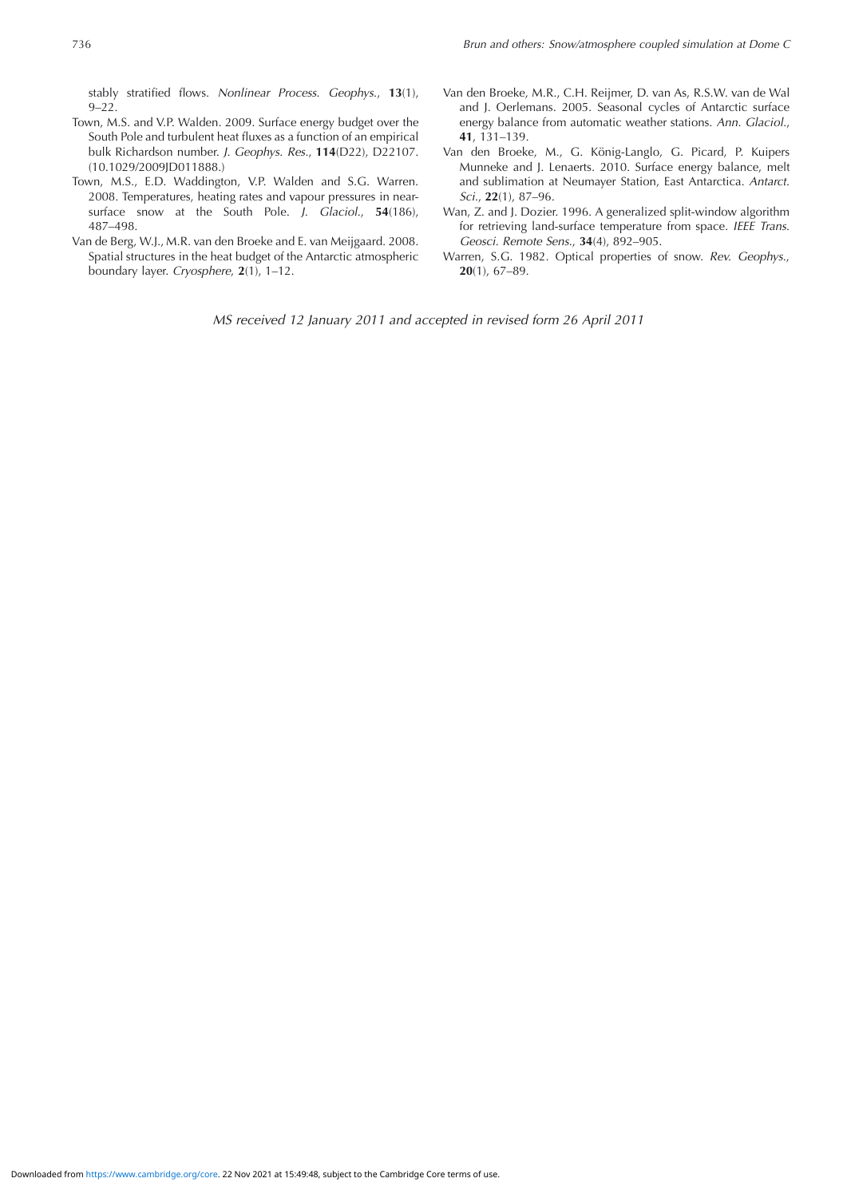stably stratified flows. *Nonlinear Process. Geophys.*, **13**(1), 9–22.

Town, M.S. and V.P. Walden. 2009. Surface energy budget over the South Pole and turbulent heat fluxes as a function of an empirical bulk Richardson number. *J. Geophys. Res.*, **114**(D22), D22107. (10.1029/2009JD011888.)

Town, M.S., E.D. Waddington, V.P. Walden and S.G. Warren. 2008. Temperatures, heating rates and vapour pressures in near-surface snow at the South Pole. *J. Glaciol.*, **54**(186), 487–498.

Van de Berg, W.J., M.R. van den Broeke and E. van Meijgaard. 2008. Spatial structures in the heat budget of the Antarctic atmospheric boundary layer. *Cryosphere*, **2**(1), 1–12.

Van den Broeke, M.R., C.H. Reijmer, D. van As, R.S.W. van de Wal and J. Oerlemans. 2005. Seasonal cycles of Antarctic surface energy balance from automatic weather stations. *Ann. Glaciol.*, **41**, 131–139.

Van den Broeke, M., G. König-Langlo, G. Picard, P. Kuipers Munneke and J. Lenaerts. 2010. Surface energy balance, melt and sublimation at Neumayer Station, East Antarctica. *Antarct. Sci.*, **22**(1), 87–96.

Wan, Z. and J. Dozier. 1996. A generalized split-window algorithm for retrieving land-surface temperature from space. *IEEE Trans. Geosci. Remote Sens.*, **34**(4), 892–905.

Warren, S.G. 1982. Optical properties of snow. *Rev. Geophys.*, **20**(1), 67–89.

*MS received 12 January 2011 and accepted in revised form 26 April 2011*